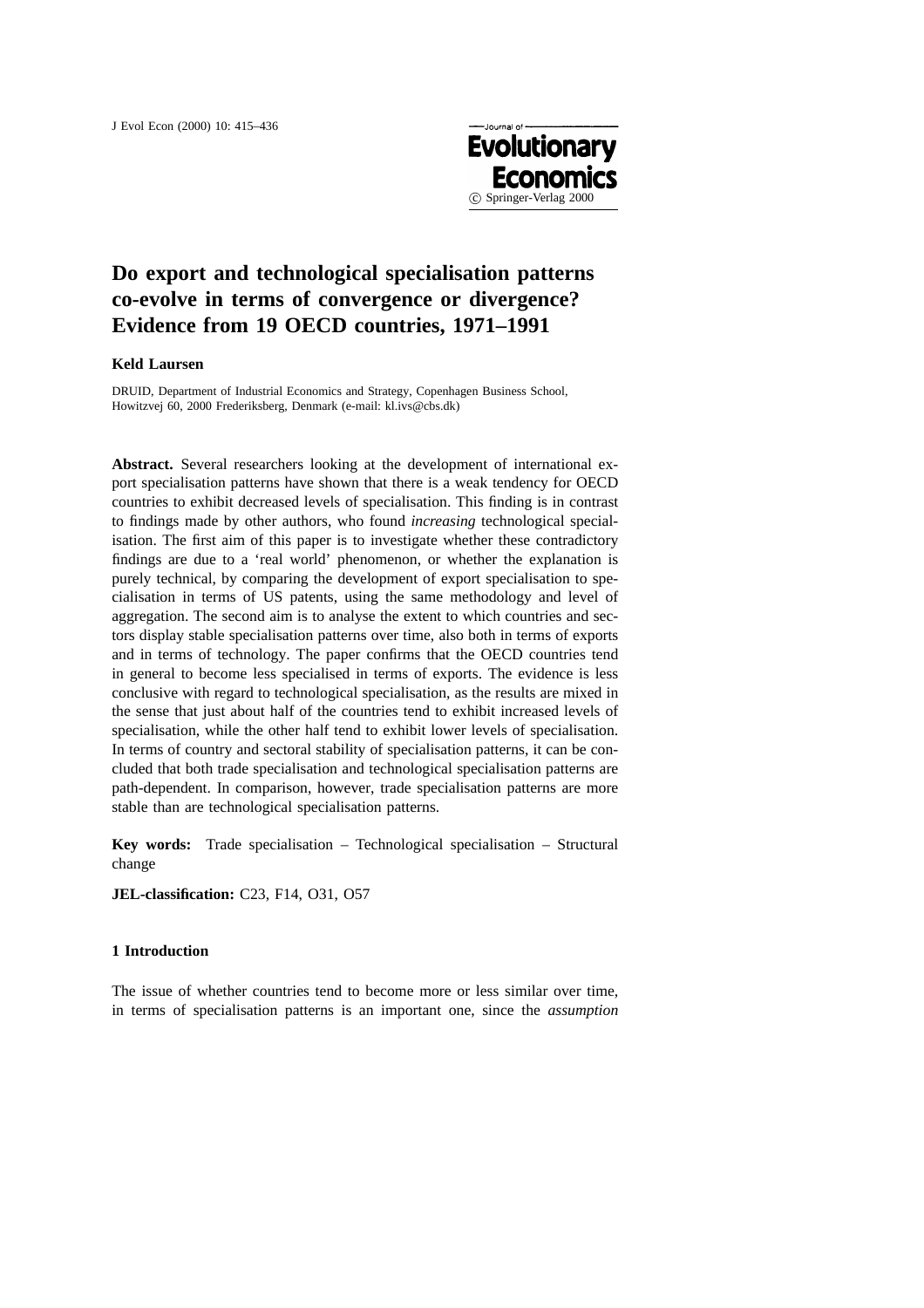# Do export and technological specialisation patterns co-evolve in terms of convergence or divergence? Evidence from 19 OECD countries, 1971–1991

**Keld Laursen**

DRUID, Department of Industrial Economics and Strategy, Copenhagen Business School, Howitzvej 60, 2000 Frederiksberg, Denmark (e-mail: kl.ivs@cbs.dk)

**Abstract.** Several researchers looking at the development of international export specialisation patterns have shown that there is a weak tendency for OECD countries to exhibit decreased levels of specialisation. This finding is in contrast to findings made by other authors, who found *increasing* technological specialisation. The first aim of this paper is to investigate whether these contradictory findings are due to a 'real world' phenomenon, or whether the explanation is purely technical, by comparing the development of export specialisation to specialisation in terms of US patents, using the same methodology and level of aggregation. The second aim is to analyse the extent to which countries and sectors display stable specialisation patterns over time, also both in terms of exports and in terms of technology. The paper confirms that the OECD countries tend in general to become less specialised in terms of exports. The evidence is less conclusive with regard to technological specialisation, as the results are mixed in the sense that just about half of the countries tend to exhibit increased levels of specialisation, while the other half tend to exhibit lower levels of specialisation. In terms of country and sectoral stability of specialisation patterns, it can be concluded that both trade specialisation and technological specialisation patterns are path-dependent. In comparison, however, trade specialisation patterns are more stable than are technological specialisation patterns.

**Key words:** Trade specialisation – Technological specialisation – Structural change

**JEL-classification:** C23, F14, O31, O57

## 1 Introduction

The issue of whether countries tend to become more or less similar over time, in terms of specialisation patterns is an important one, since the *assumption*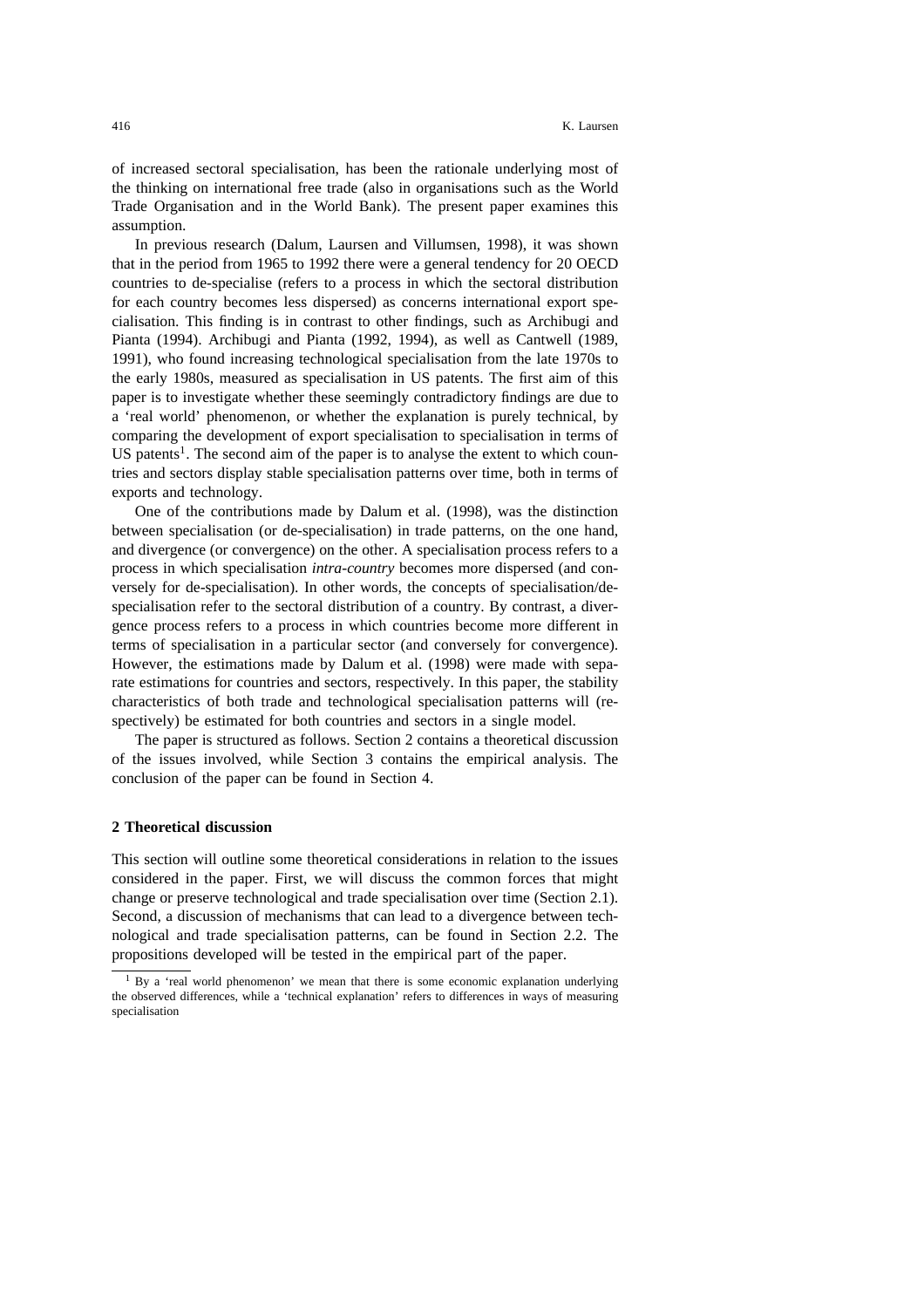of increased sectoral specialisation, has been the rationale underlying most of the thinking on international free trade (also in organisations such as the World Trade Organisation and in the World Bank). The present paper examines this assumption.

In previous research (Dalum, Laursen and Villumsen, 1998), it was shown that in the period from 1965 to 1992 there were a general tendency for 20 OECD countries to de-specialise (refers to a process in which the sectoral distribution for each country becomes less dispersed) as concerns international export specialisation. This finding is in contrast to other findings, such as Archibugi and Pianta (1994). Archibugi and Pianta (1992, 1994), as well as Cantwell (1989, 1991), who found increasing technological specialisation from the late 1970s to the early 1980s, measured as specialisation in US patents. The first aim of this paper is to investigate whether these seemingly contradictory findings are due to a 'real world' phenomenon, or whether the explanation is purely technical, by comparing the development of export specialisation to specialisation in terms of US patents[1]. The second aim of the paper is to analyse the extent to which countries and sectors display stable specialisation patterns over time, both in terms of exports and technology.

One of the contributions made by Dalum et al. (1998), was the distinction between specialisation (or de-specialisation) in trade patterns, on the one hand, and divergence (or convergence) on the other. A specialisation process refers to a process in which specialisation *intra-country* becomes more dispersed (and conversely for de-specialisation). In other words, the concepts of specialisation/de-specialisation refer to the sectoral distribution of a country. By contrast, a divergence process refers to a process in which countries become more different in terms of specialisation in a particular sector (and conversely for convergence). However, the estimations made by Dalum et al. (1998) were made with separate estimations for countries and sectors, respectively. In this paper, the stability characteristics of both trade and technological specialisation patterns will (respectively) be estimated for both countries and sectors in a single model.

The paper is structured as follows. Section 2 contains a theoretical discussion of the issues involved, while Section 3 contains the empirical analysis. The conclusion of the paper can be found in Section 4.

## 2 Theoretical discussion

This section will outline some theoretical considerations in relation to the issues considered in the paper. First, we will discuss the common forces that might change or preserve technological and trade specialisation over time (Section 2.1). Second, a discussion of mechanisms that can lead to a divergence between technological and trade specialisation patterns, can be found in Section 2.2. The propositions developed will be tested in the empirical part of the paper.

[1] By a 'real world phenomenon' we mean that there is some economic explanation underlying the observed differences, while a 'technical explanation' refers to differences in ways of measuring specialisation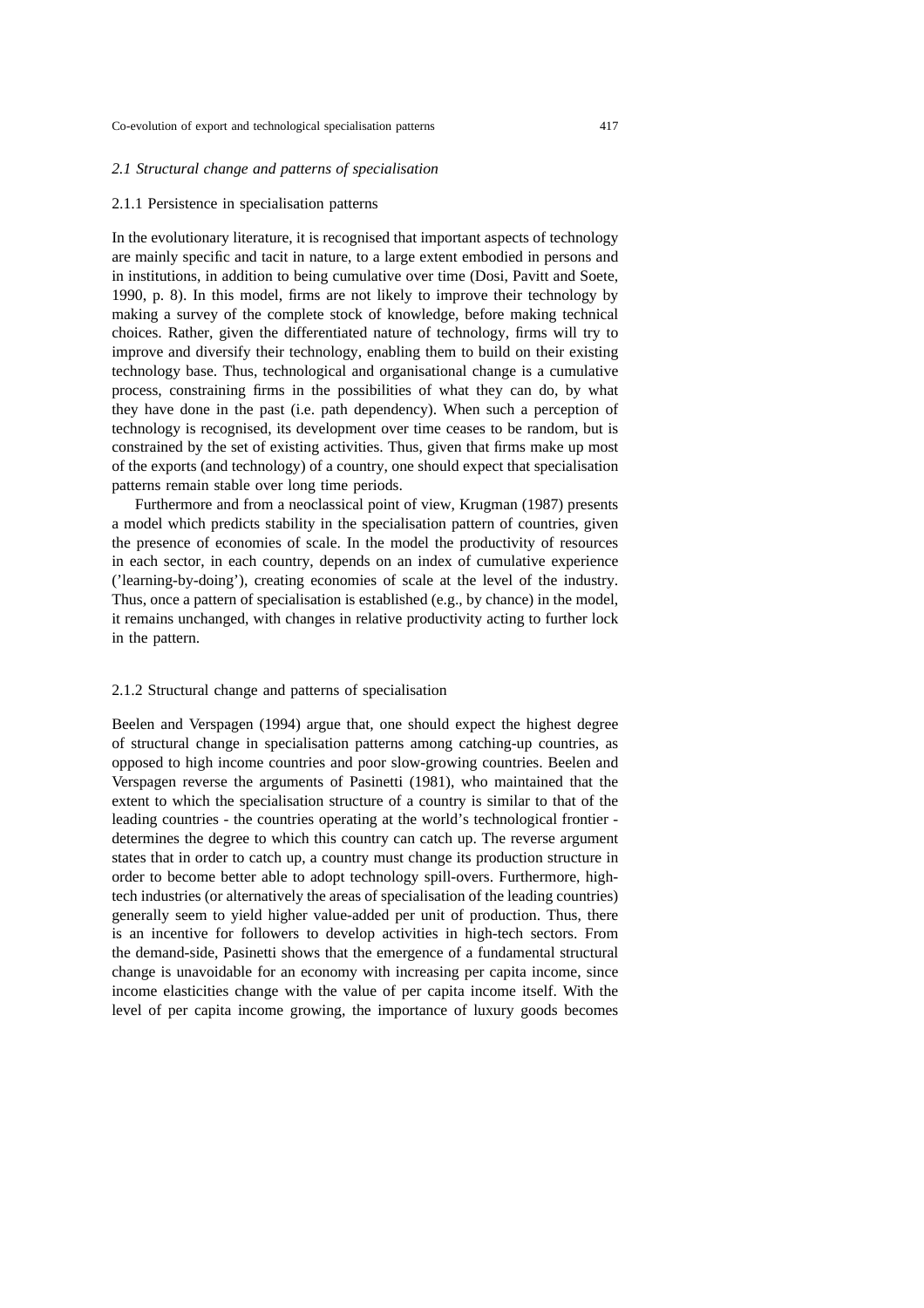### *2.1 Structural change and patterns of specialisation*

#### 2.1.1 Persistence in specialisation patterns

In the evolutionary literature, it is recognised that important aspects of technology are mainly specific and tacit in nature, to a large extent embodied in persons and in institutions, in addition to being cumulative over time (Dosi, Pavitt and Soete, 1990, p. 8). In this model, firms are not likely to improve their technology by making a survey of the complete stock of knowledge, before making technical choices. Rather, given the differentiated nature of technology, firms will try to improve and diversify their technology, enabling them to build on their existing technology base. Thus, technological and organisational change is a cumulative process, constraining firms in the possibilities of what they can do, by what they have done in the past (i.e. path dependency). When such a perception of technology is recognised, its development over time ceases to be random, but is constrained by the set of existing activities. Thus, given that firms make up most of the exports (and technology) of a country, one should expect that specialisation patterns remain stable over long time periods.

Furthermore and from a neoclassical point of view, Krugman (1987) presents a model which predicts stability in the specialisation pattern of countries, given the presence of economies of scale. In the model the productivity of resources in each sector, in each country, depends on an index of cumulative experience ('learning-by-doing'), creating economies of scale at the level of the industry. Thus, once a pattern of specialisation is established (e.g., by chance) in the model, it remains unchanged, with changes in relative productivity acting to further lock in the pattern.

#### 2.1.2 Structural change and patterns of specialisation

Beelen and Verspagen (1994) argue that, one should expect the highest degree of structural change in specialisation patterns among catching-up countries, as opposed to high income countries and poor slow-growing countries. Beelen and Verspagen reverse the arguments of Pasinetti (1981), who maintained that the extent to which the specialisation structure of a country is similar to that of the leading countries - the countries operating at the world's technological frontier - determines the degree to which this country can catch up. The reverse argument states that in order to catch up, a country must change its production structure in order to become better able to adopt technology spill-overs. Furthermore, high-tech industries (or alternatively the areas of specialisation of the leading countries) generally seem to yield higher value-added per unit of production. Thus, there is an incentive for followers to develop activities in high-tech sectors. From the demand-side, Pasinetti shows that the emergence of a fundamental structural change is unavoidable for an economy with increasing per capita income, since income elasticities change with the value of per capita income itself. With the level of per capita income growing, the importance of luxury goods becomes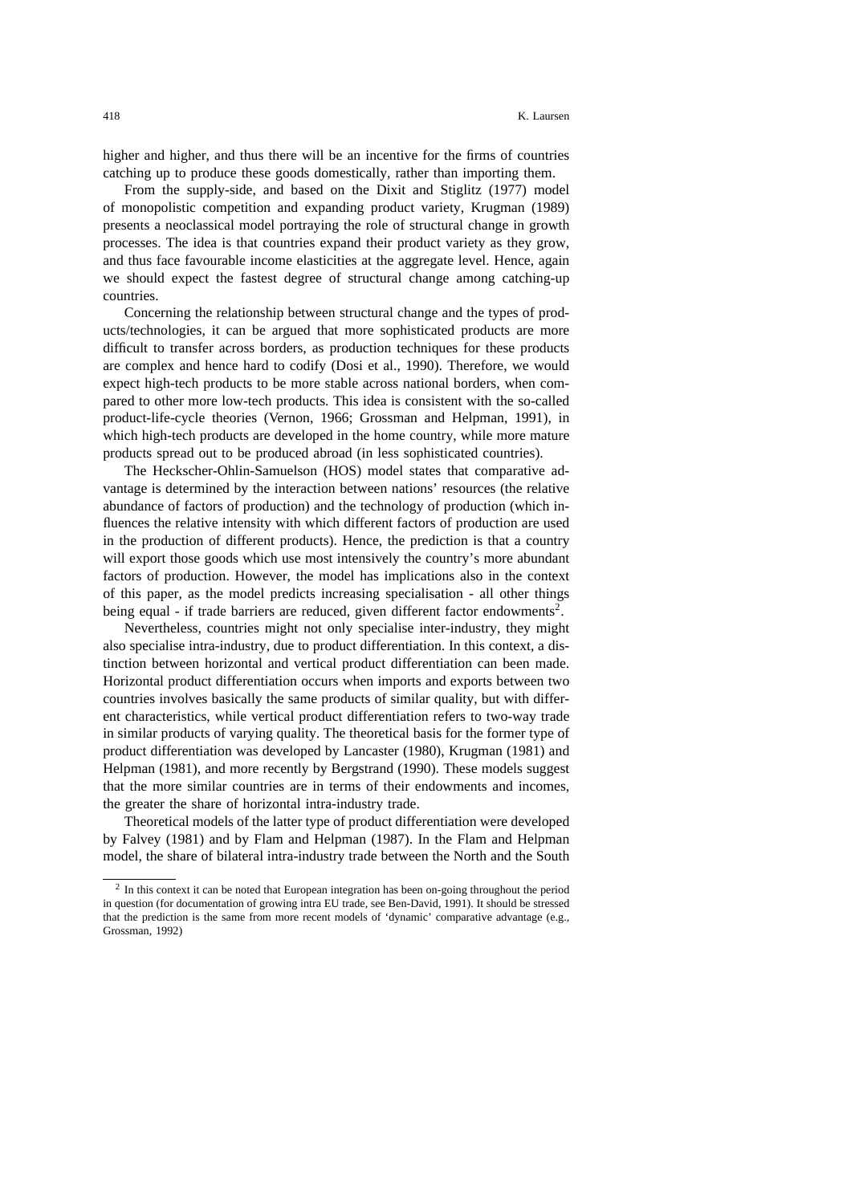higher and higher, and thus there will be an incentive for the firms of countries catching up to produce these goods domestically, rather than importing them.

From the supply-side, and based on the Dixit and Stiglitz (1977) model of monopolistic competition and expanding product variety, Krugman (1989) presents a neoclassical model portraying the role of structural change in growth processes. The idea is that countries expand their product variety as they grow, and thus face favourable income elasticities at the aggregate level. Hence, again we should expect the fastest degree of structural change among catching-up countries.

Concerning the relationship between structural change and the types of products/technologies, it can be argued that more sophisticated products are more difficult to transfer across borders, as production techniques for these products are complex and hence hard to codify (Dosi et al., 1990). Therefore, we would expect high-tech products to be more stable across national borders, when compared to other more low-tech products. This idea is consistent with the so-called product-life-cycle theories (Vernon, 1966; Grossman and Helpman, 1991), in which high-tech products are developed in the home country, while more mature products spread out to be produced abroad (in less sophisticated countries).

The Heckscher-Ohlin-Samuelson (HOS) model states that comparative advantage is determined by the interaction between nations' resources (the relative abundance of factors of production) and the technology of production (which influences the relative intensity with which different factors of production are used in the production of different products). Hence, the prediction is that a country will export those goods which use most intensively the country's more abundant factors of production. However, the model has implications also in the context of this paper, as the model predicts increasing specialisation - all other things being equal - if trade barriers are reduced, given different factor endowments[2].

Nevertheless, countries might not only specialise inter-industry, they might also specialise intra-industry, due to product differentiation. In this context, a distinction between horizontal and vertical product differentiation can been made. Horizontal product differentiation occurs when imports and exports between two countries involves basically the same products of similar quality, but with different characteristics, while vertical product differentiation refers to two-way trade in similar products of varying quality. The theoretical basis for the former type of product differentiation was developed by Lancaster (1980), Krugman (1981) and Helpman (1981), and more recently by Bergstrand (1990). These models suggest that the more similar countries are in terms of their endowments and incomes, the greater the share of horizontal intra-industry trade.

Theoretical models of the latter type of product differentiation were developed by Falvey (1981) and by Flam and Helpman (1987). In the Flam and Helpman model, the share of bilateral intra-industry trade between the North and the South

[2] In this context it can be noted that European integration has been on-going throughout the period in question (for documentation of growing intra EU trade, see Ben-David, 1991). It should be stressed that the prediction is the same from more recent models of 'dynamic' comparative advantage (e.g., Grossman, 1992)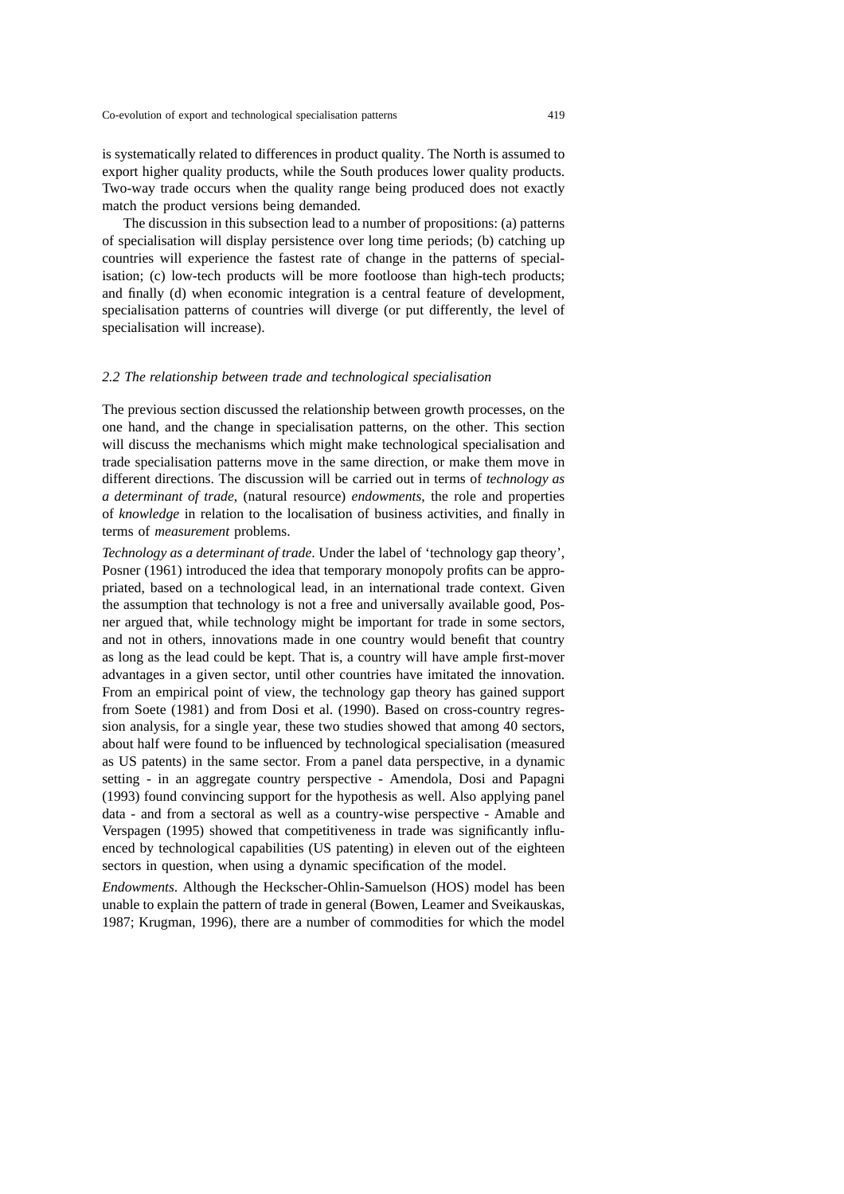is systematically related to differences in product quality. The North is assumed to export higher quality products, while the South produces lower quality products. Two-way trade occurs when the quality range being produced does not exactly match the product versions being demanded.

The discussion in this subsection lead to a number of propositions: (a) patterns of specialisation will display persistence over long time periods; (b) catching up countries will experience the fastest rate of change in the patterns of specialisation; (c) low-tech products will be more footloose than high-tech products; and finally (d) when economic integration is a central feature of development, specialisation patterns of countries will diverge (or put differently, the level of specialisation will increase).

### *2.2 The relationship between trade and technological specialisation*

The previous section discussed the relationship between growth processes, on the one hand, and the change in specialisation patterns, on the other. This section will discuss the mechanisms which might make technological specialisation and trade specialisation patterns move in the same direction, or make them move in different directions. The discussion will be carried out in terms of *technology as a determinant of trade*, (natural resource) *endowments*, the role and properties of *knowledge* in relation to the localisation of business activities, and finally in terms of *measurement* problems.

*Technology as a determinant of trade*. Under the label of 'technology gap theory', Posner (1961) introduced the idea that temporary monopoly profits can be appropriated, based on a technological lead, in an international trade context. Given the assumption that technology is not a free and universally available good, Posner argued that, while technology might be important for trade in some sectors, and not in others, innovations made in one country would benefit that country as long as the lead could be kept. That is, a country will have ample first-mover advantages in a given sector, until other countries have imitated the innovation. From an empirical point of view, the technology gap theory has gained support from Soete (1981) and from Dosi et al. (1990). Based on cross-country regression analysis, for a single year, these two studies showed that among 40 sectors, about half were found to be influenced by technological specialisation (measured as US patents) in the same sector. From a panel data perspective, in a dynamic setting - in an aggregate country perspective - Amendola, Dosi and Papagni (1993) found convincing support for the hypothesis as well. Also applying panel data - and from a sectoral as well as a country-wise perspective - Amable and Verspagen (1995) showed that competitiveness in trade was significantly influenced by technological capabilities (US patenting) in eleven out of the eighteen sectors in question, when using a dynamic specification of the model.

*Endowments*. Although the Heckscher-Ohlin-Samuelson (HOS) model has been unable to explain the pattern of trade in general (Bowen, Leamer and Sveikauskas, 1987; Krugman, 1996), there are a number of commodities for which the model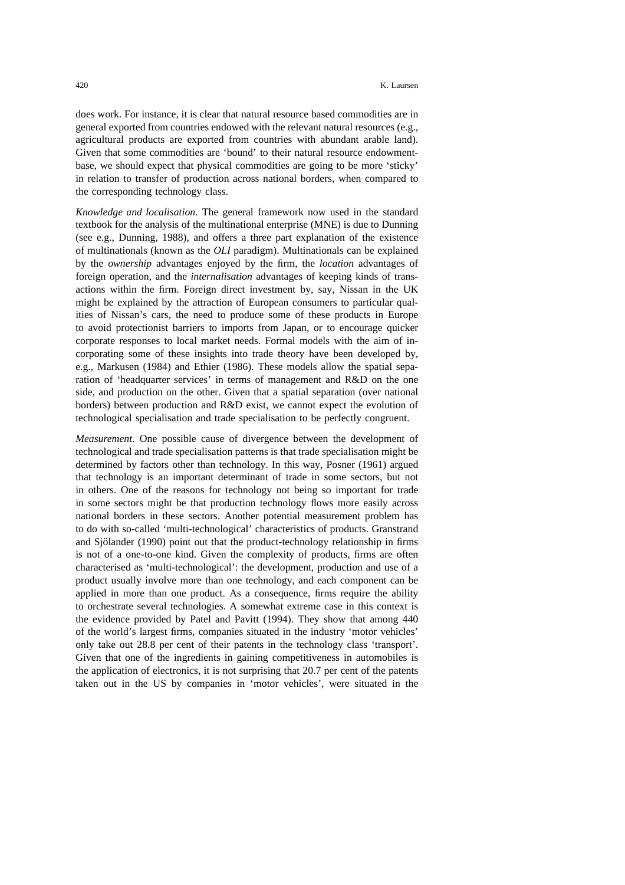does work. For instance, it is clear that natural resource based commodities are in general exported from countries endowed with the relevant natural resources (e.g., agricultural products are exported from countries with abundant arable land). Given that some commodities are 'bound' to their natural resource endowment-base, we should expect that physical commodities are going to be more 'sticky' in relation to transfer of production across national borders, when compared to the corresponding technology class.

*Knowledge and localisation*. The general framework now used in the standard textbook for the analysis of the multinational enterprise (MNE) is due to Dunning (see e.g., Dunning, 1988), and offers a three part explanation of the existence of multinationals (known as the *OLI* paradigm). Multinationals can be explained by the *ownership* advantages enjoyed by the firm, the *location* advantages of foreign operation, and the *internalisation* advantages of keeping kinds of transactions within the firm. Foreign direct investment by, say, Nissan in the UK might be explained by the attraction of European consumers to particular qualities of Nissan's cars, the need to produce some of these products in Europe to avoid protectionist barriers to imports from Japan, or to encourage quicker corporate responses to local market needs. Formal models with the aim of incorporating some of these insights into trade theory have been developed by, e.g., Markusen (1984) and Ethier (1986). These models allow the spatial separation of 'headquarter services' in terms of management and R&D on the one side, and production on the other. Given that a spatial separation (over national borders) between production and R&D exist, we cannot expect the evolution of technological specialisation and trade specialisation to be perfectly congruent.

*Measurement*. One possible cause of divergence between the development of technological and trade specialisation patterns is that trade specialisation might be determined by factors other than technology. In this way, Posner (1961) argued that technology is an important determinant of trade in some sectors, but not in others. One of the reasons for technology not being so important for trade in some sectors might be that production technology flows more easily across national borders in these sectors. Another potential measurement problem has to do with so-called 'multi-technological' characteristics of products. Granstrand and Sjölander (1990) point out that the product-technology relationship in firms is not of a one-to-one kind. Given the complexity of products, firms are often characterised as 'multi-technological': the development, production and use of a product usually involve more than one technology, and each component can be applied in more than one product. As a consequence, firms require the ability to orchestrate several technologies. A somewhat extreme case in this context is the evidence provided by Patel and Pavitt (1994). They show that among 440 of the world's largest firms, companies situated in the industry 'motor vehicles' only take out 28.8 per cent of their patents in the technology class 'transport'. Given that one of the ingredients in gaining competitiveness in automobiles is the application of electronics, it is not surprising that 20.7 per cent of the patents taken out in the US by companies in 'motor vehicles', were situated in the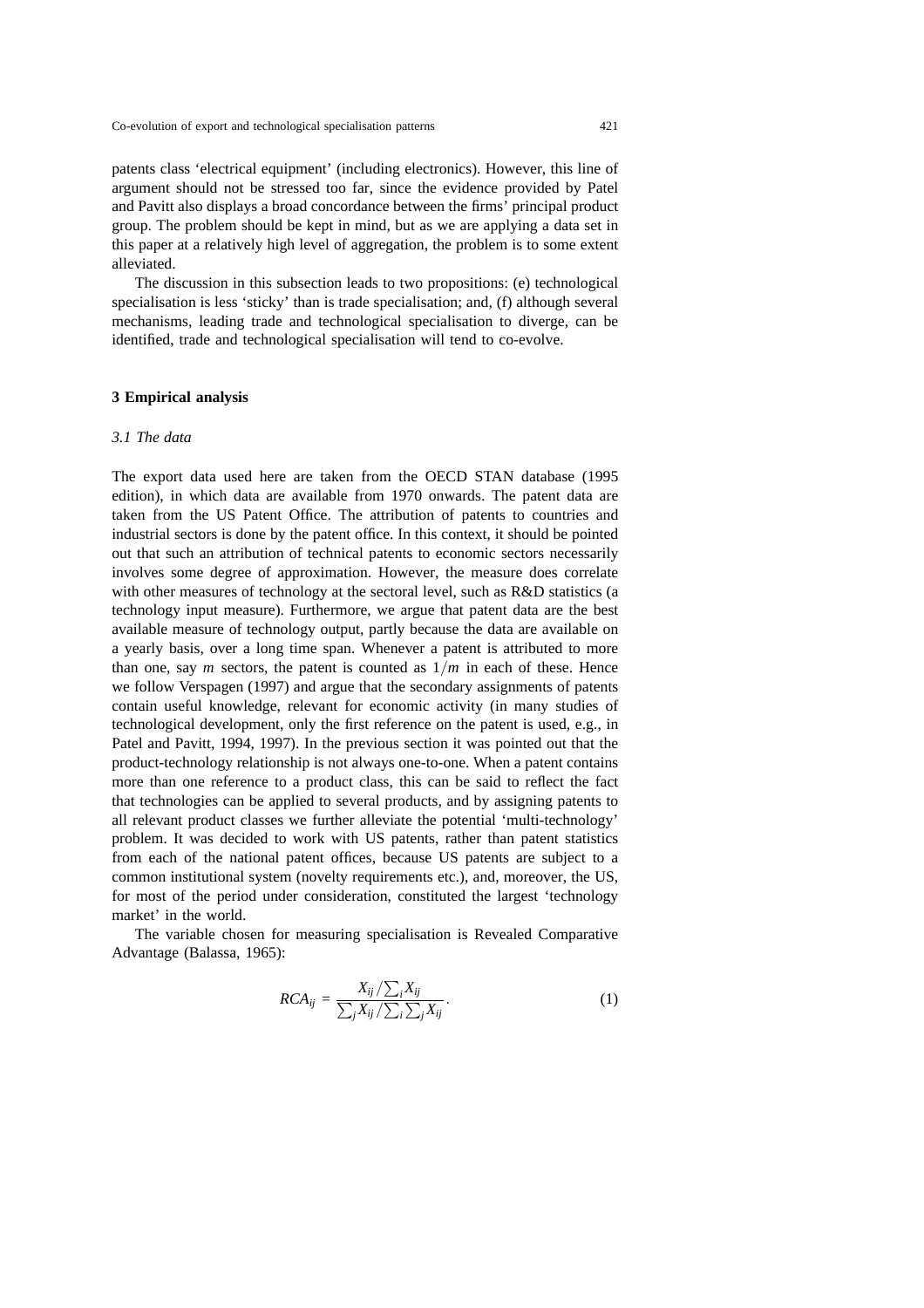patents class 'electrical equipment' (including electronics). However, this line of argument should not be stressed too far, since the evidence provided by Patel and Pavitt also displays a broad concordance between the firms' principal product group. The problem should be kept in mind, but as we are applying a data set in this paper at a relatively high level of aggregation, the problem is to some extent alleviated.

The discussion in this subsection leads to two propositions: (e) technological specialisation is less 'sticky' than is trade specialisation; and, (f) although several mechanisms, leading trade and technological specialisation to diverge, can be identified, trade and technological specialisation will tend to co-evolve.

## 3 Empirical analysis

### *3.1 The data*

The export data used here are taken from the OECD STAN database (1995 edition), in which data are available from 1970 onwards. The patent data are taken from the US Patent Office. The attribution of patents to countries and industrial sectors is done by the patent office. In this context, it should be pointed out that such an attribution of technical patents to economic sectors necessarily involves some degree of approximation. However, the measure does correlate with other measures of technology at the sectoral level, such as R&D statistics (a technology input measure). Furthermore, we argue that patent data are the best available measure of technology output, partly because the data are available on a yearly basis, over a long time span. Whenever a patent is attributed to more than one, say $m$ sectors, the patent is counted as $1/m$ in each of these. Hence we follow Verspagen (1997) and argue that the secondary assignments of patents contain useful knowledge, relevant for economic activity (in many studies of technological development, only the first reference on the patent is used, e.g., in Patel and Pavitt, 1994, 1997). In the previous section it was pointed out that the product-technology relationship is not always one-to-one. When a patent contains more than one reference to a product class, this can be said to reflect the fact that technologies can be applied to several products, and by assigning patents to all relevant product classes we further alleviate the potential 'multi-technology' problem. It was decided to work with US patents, rather than patent statistics from each of the national patent offices, because US patents are subject to a common institutional system (novelty requirements etc.), and, moreover, the US, for most of the period under consideration, constituted the largest 'technology market' in the world.

The variable chosen for measuring specialisation is Revealed Comparative Advantage (Balassa, 1965):

$$RCA_{ij} = \frac{X_{ij} / \sum_i X_{ij}}{\sum_j X_{ij} / \sum_i \sum_j X_{ij}}. \tag{1}$$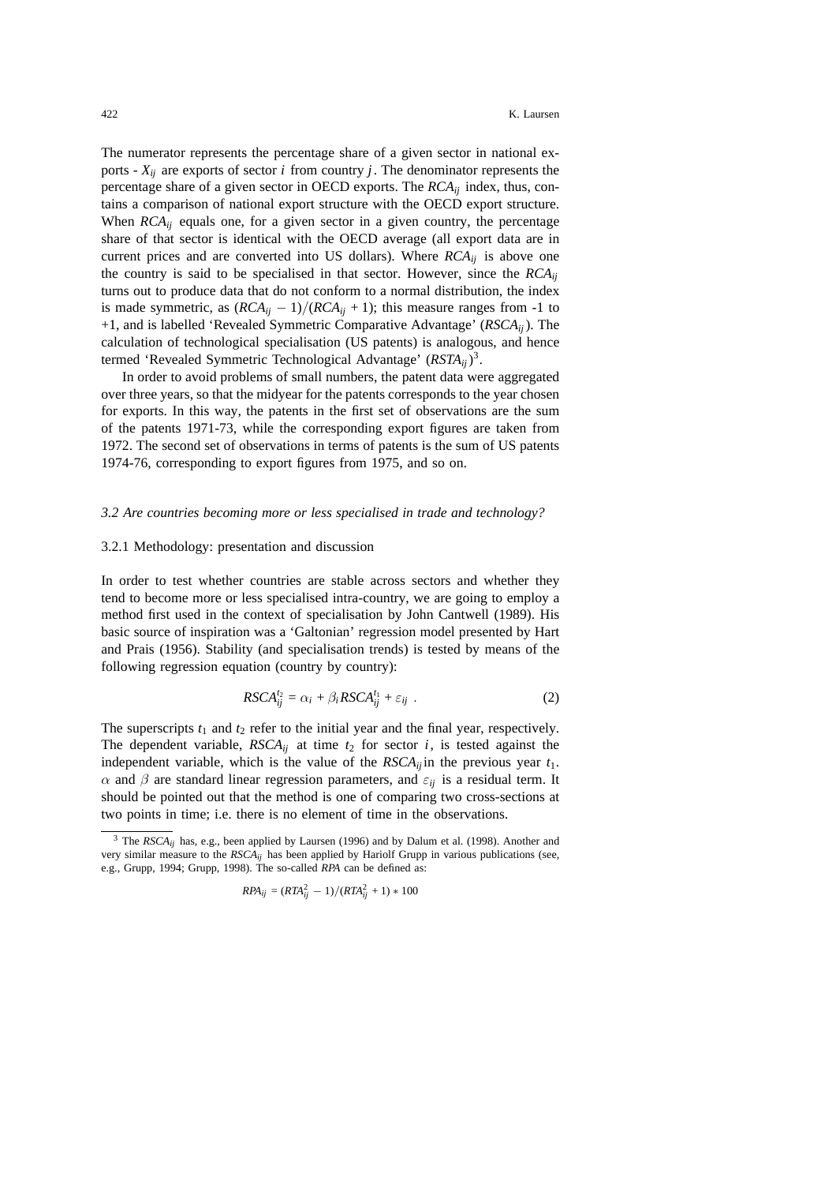The numerator represents the percentage share of a given sector in national exports - $X_{ij}$ are exports of sector $i$ from country $j$. The denominator represents the percentage share of a given sector in OECD exports. The $RCA_{ij}$ index, thus, contains a comparison of national export structure with the OECD export structure. When $RCA_{ij}$ equals one, for a given sector in a given country, the percentage share of that sector is identical with the OECD average (all export data are in current prices and are converted into US dollars). Where $RCA_{ij}$ is above one the country is said to be specialised in that sector. However, since the $RCA_{ij}$ turns out to produce data that do not conform to a normal distribution, the index is made symmetric, as $(RCA_{ij} - 1)/(RCA_{ij} + 1)$; this measure ranges from -1 to +1, and is labelled 'Revealed Symmetric Comparative Advantage' ($RSCA_{ij}$). The calculation of technological specialisation (US patents) is analogous, and hence termed 'Revealed Symmetric Technological Advantage' ($RSTA_{ij}$)[3].

In order to avoid problems of small numbers, the patent data were aggregated over three years, so that the midyear for the patents corresponds to the year chosen for exports. In this way, the patents in the first set of observations are the sum of the patents 1971-73, while the corresponding export figures are taken from 1972. The second set of observations in terms of patents is the sum of US patents 1974-76, corresponding to export figures from 1975, and so on.

### *3.2 Are countries becoming more or less specialised in trade and technology?*

#### 3.2.1 Methodology: presentation and discussion

In order to test whether countries are stable across sectors and whether they tend to become more or less specialised intra-country, we are going to employ a method first used in the context of specialisation by John Cantwell (1989). His basic source of inspiration was a 'Galtonian' regression model presented by Hart and Prais (1956). Stability (and specialisation trends) is tested by means of the following regression equation (country by country):

$$RSCA_{ij}^{t_2} = \alpha_i + \beta_i RSCA_{ij}^{t_1} + \varepsilon_{ij} \ . \tag{2}$$

The superscripts $t_1$ and $t_2$ refer to the initial year and the final year, respectively. The dependent variable, $RSCA_{ij}$ at time $t_2$ for sector $i$, is tested against the independent variable, which is the value of the $RSCA_{ij}$ in the previous year $t_1$. $\alpha$ and $\beta$ are standard linear regression parameters, and $\varepsilon_{ij}$ is a residual term. It should be pointed out that the method is one of comparing two cross-sections at two points in time; i.e. there is no element of time in the observations.

---

[3] The $RSCA_{ij}$ has, e.g., been applied by Laursen (1996) and by Dalum et al. (1998). Another and very similar measure to the $RSCA_{ij}$ has been applied by Hariolf Grupp in various publications (see, e.g., Grupp, 1994; Grupp, 1998). The so-called $RPA$ can be defined as:

$$RPA_{ij} = (RTA_{ij}^2 - 1)/(RTA_{ij}^2 + 1) * 100$$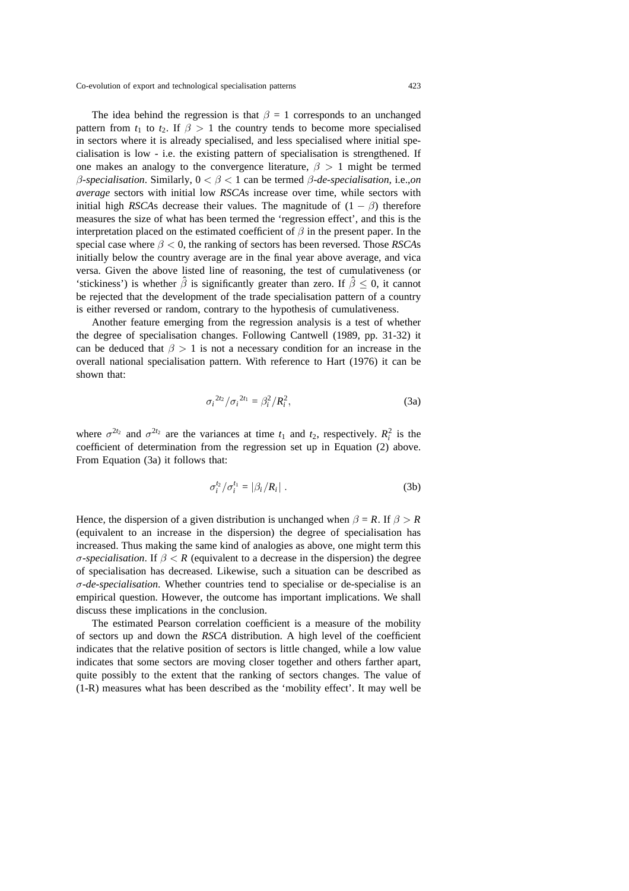The idea behind the regression is that $\beta = 1$ corresponds to an unchanged pattern from $t_1$ to $t_2$. If $\beta > 1$ the country tends to become more specialised in sectors where it is already specialised, and less specialised where initial specialisation is low - i.e. the existing pattern of specialisation is strengthened. If one makes an analogy to the convergence literature, $\beta > 1$ might be termed *$\beta$-specialisation*. Similarly, $0 < \beta < 1$ can be termed *$\beta$-de-specialisation,* i.e.,*on average* sectors with initial low *RSCA*s increase over time, while sectors with initial high *RSCA*s decrease their values. The magnitude of $(1 - \beta)$ therefore measures the size of what has been termed the 'regression effect', and this is the interpretation placed on the estimated coefficient of $\beta$ in the present paper. In the special case where $\beta < 0$, the ranking of sectors has been reversed. Those *RSCA*s initially below the country average are in the final year above average, and vica versa. Given the above listed line of reasoning, the test of cumulativeness (or 'stickiness') is whether $\hat{\beta}$ is significantly greater than zero. If $\hat{\beta} \leq 0$, it cannot be rejected that the development of the trade specialisation pattern of a country is either reversed or random, contrary to the hypothesis of cumulativeness.

Another feature emerging from the regression analysis is a test of whether the degree of specialisation changes. Following Cantwell (1989, pp. 31-32) it can be deduced that $\beta > 1$ is not a necessary condition for an increase in the overall national specialisation pattern. With reference to Hart (1976) it can be shown that:

$$\sigma_i{}^{2t_2} / \sigma_i{}^{2t_1} = \beta_i^2 / R_i^2, \tag{3a}$$

where $\sigma^{2t_2}$ and $\sigma^{2t_2}$ are the variances at time $t_1$ and $t_2$, respectively. $R_i^2$ is the coefficient of determination from the regression set up in Equation (2) above. From Equation (3a) it follows that:

$$\sigma_i^{t_2} / \sigma_i^{t_1} = |\beta_i / R_i| \ . \tag{3b}$$

Hence, the dispersion of a given distribution is unchanged when $\beta = R$. If $\beta > R$ (equivalent to an increase in the dispersion) the degree of specialisation has increased. Thus making the same kind of analogies as above, one might term this *$\sigma$-specialisation*. If $\beta < R$ (equivalent to a decrease in the dispersion) the degree of specialisation has decreased. Likewise, such a situation can be described as *$\sigma$-de-specialisation*. Whether countries tend to specialise or de-specialise is an empirical question. However, the outcome has important implications. We shall discuss these implications in the conclusion.

The estimated Pearson correlation coefficient is a measure of the mobility of sectors up and down the *RSCA* distribution. A high level of the coefficient indicates that the relative position of sectors is little changed, while a low value indicates that some sectors are moving closer together and others farther apart, quite possibly to the extent that the ranking of sectors changes. The value of (1-R) measures what has been described as the 'mobility effect'. It may well be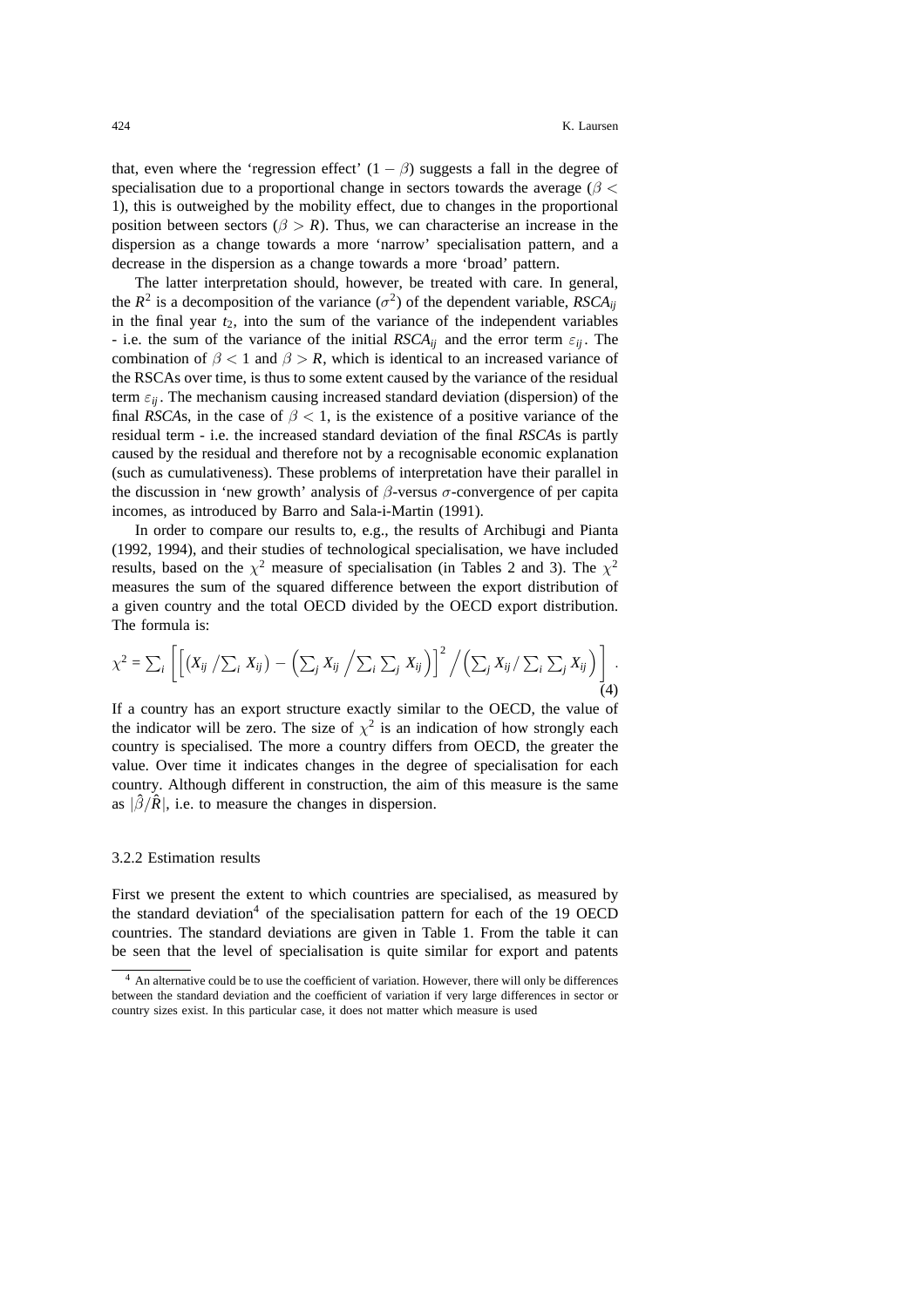that, even where the 'regression effect' $(1 - \beta)$ suggests a fall in the degree of specialisation due to a proportional change in sectors towards the average ($\beta < 1$), this is outweighed by the mobility effect, due to changes in the proportional position between sectors ($\beta > R$). Thus, we can characterise an increase in the dispersion as a change towards a more 'narrow' specialisation pattern, and a decrease in the dispersion as a change towards a more 'broad' pattern.

The latter interpretation should, however, be treated with care. In general, the $R^2$ is a decomposition of the variance ($\sigma^2$) of the dependent variable, $RSCA_{ij}$ in the final year $t_2$, into the sum of the variance of the independent variables - i.e. the sum of the variance of the initial $RSCA_{ij}$ and the error term $\varepsilon_{ij}$. The combination of $\beta < 1$ and $\beta > R$, which is identical to an increased variance of the RSCAs over time, is thus to some extent caused by the variance of the residual term $\varepsilon_{ij}$. The mechanism causing increased standard deviation (dispersion) of the final *RSCA*s, in the case of $\beta < 1$, is the existence of a positive variance of the residual term - i.e. the increased standard deviation of the final *RSCA*s is partly caused by the residual and therefore not by a recognisable economic explanation (such as cumulativeness). These problems of interpretation have their parallel in the discussion in 'new growth' analysis of $\beta$-versus $\sigma$-convergence of per capita incomes, as introduced by Barro and Sala-i-Martin (1991).

In order to compare our results to, e.g., the results of Archibugi and Pianta (1992, 1994), and their studies of technological specialisation, we have included results, based on the $\chi^2$ measure of specialisation (in Tables 2 and 3). The $\chi^2$ measures the sum of the squared difference between the export distribution of a given country and the total OECD divided by the OECD export distribution. The formula is:

$$\chi^2 = \sum_i \left[ \left[ \left( X_{ij} \Big/ \sum_i X_{ij} \right) - \left( \sum_j X_{ij} \Big/ \sum_i \sum_j X_{ij} \right) \right]^2 \Big/ \left( \sum_j X_{ij} / \sum_i \sum_j X_{ij} \right) \right] . \tag{4}$$

If a country has an export structure exactly similar to the OECD, the value of the indicator will be zero. The size of $\chi^2$ is an indication of how strongly each country is specialised. The more a country differs from OECD, the greater the value. Over time it indicates changes in the degree of specialisation for each country. Although different in construction, the aim of this measure is the same as $|\hat{\beta}/\hat{R}|$, i.e. to measure the changes in dispersion.

### 3.2.2 Estimation results

First we present the extent to which countries are specialised, as measured by the standard deviation[4] of the specialisation pattern for each of the 19 OECD countries. The standard deviations are given in Table 1. From the table it can be seen that the level of specialisation is quite similar for export and patents

[4] An alternative could be to use the coefficient of variation. However, there will only be differences between the standard deviation and the coefficient of variation if very large differences in sector or country sizes exist. In this particular case, it does not matter which measure is used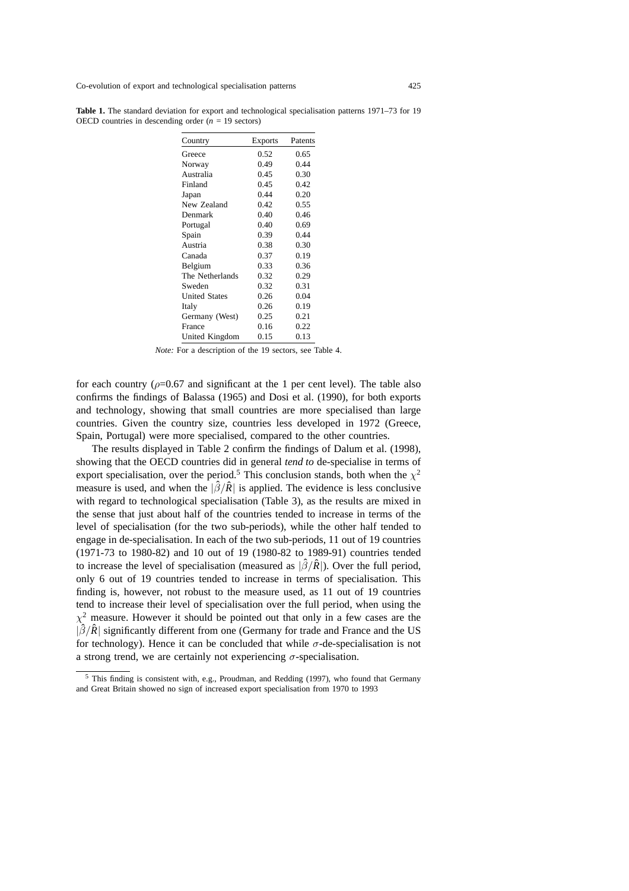**Table 1.** The standard deviation for export and technological specialisation patterns 1971–73 for 19 OECD countries in descending order ($n$ = 19 sectors)

| Country | Exports | Patents |
|---|---|---|
| Greece | 0.52 | 0.65 |
| Norway | 0.49 | 0.44 |
| Australia | 0.45 | 0.30 |
| Finland | 0.45 | 0.42 |
| Japan | 0.44 | 0.20 |
| New Zealand | 0.42 | 0.55 |
| Denmark | 0.40 | 0.46 |
| Portugal | 0.40 | 0.69 |
| Spain | 0.39 | 0.44 |
| Austria | 0.38 | 0.30 |
| Canada | 0.37 | 0.19 |
| Belgium | 0.33 | 0.36 |
| The Netherlands | 0.32 | 0.29 |
| Sweden | 0.32 | 0.31 |
| United States | 0.26 | 0.04 |
| Italy | 0.26 | 0.19 |
| Germany (West) | 0.25 | 0.21 |
| France | 0.16 | 0.22 |
| United Kingdom | 0.15 | 0.13 |

*Note:* For a description of the 19 sectors, see Table 4.

for each country ($\rho$=0.67 and significant at the 1 per cent level). The table also confirms the findings of Balassa (1965) and Dosi et al. (1990), for both exports and technology, showing that small countries are more specialised than large countries. Given the country size, countries less developed in 1972 (Greece, Spain, Portugal) were more specialised, compared to the other countries.

The results displayed in Table 2 confirm the findings of Dalum et al. (1998), showing that the OECD countries did in general *tend to* de-specialise in terms of export specialisation, over the period.[5] This conclusion stands, both when the $\chi^2$ measure is used, and when the $|\hat{\beta}/\hat{R}|$ is applied. The evidence is less conclusive with regard to technological specialisation (Table 3), as the results are mixed in the sense that just about half of the countries tended to increase in terms of the level of specialisation (for the two sub-periods), while the other half tended to engage in de-specialisation. In each of the two sub-periods, 11 out of 19 countries (1971-73 to 1980-82) and 10 out of 19 (1980-82 to 1989-91) countries tended to increase the level of specialisation (measured as $|\hat{\beta}/\hat{R}|$). Over the full period, only 6 out of 19 countries tended to increase in terms of specialisation. This finding is, however, not robust to the measure used, as 11 out of 19 countries tend to increase their level of specialisation over the full period, when using the $\chi^2$ measure. However it should be pointed out that only in a few cases are the $|\hat{\beta}/\hat{R}|$ significantly different from one (Germany for trade and France and the US for technology). Hence it can be concluded that while $\sigma$-de-specialisation is not a strong trend, we are certainly not experiencing $\sigma$-specialisation.

[5] This finding is consistent with, e.g., Proudman, and Redding (1997), who found that Germany and Great Britain showed no sign of increased export specialisation from 1970 to 1993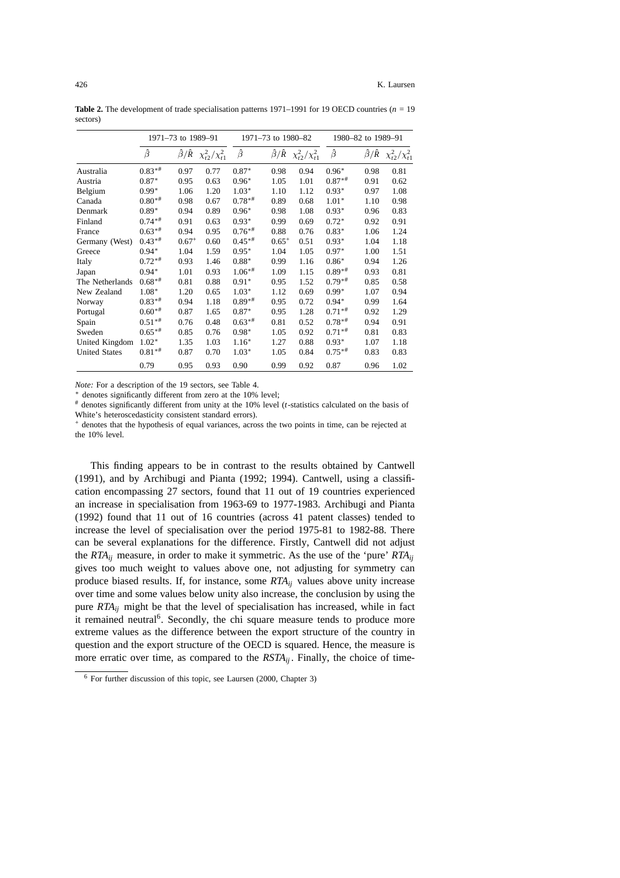**Table 2.** The development of trade specialisation patterns 1971–1991 for 19 OECD countries ($n$ = 19 sectors)

| | 1971–73 to 1989–91 | | | 1971–73 to 1980–82 | | | 1980–82 to 1989–91 | | |
|---|---|---|---|---|---|---|---|---|---|
| | $\hat{\beta}$ | $\hat{\beta}/\hat{R}$ | $\chi^2_{t2}/\chi^2_{t1}$ | $\hat{\beta}$ | $\hat{\beta}/\hat{R}$ | $\chi^2_{t2}/\chi^2_{t1}$ | $\hat{\beta}$ | $\hat{\beta}/\hat{R}$ | $\chi^2_{t2}/\chi^2_{t1}$ |
| Australia | 0.83*# | 0.97 | 0.77 | 0.87* | 0.98 | 0.94 | 0.96* | 0.98 | 0.81 |
| Austria | 0.87* | 0.95 | 0.63 | 0.96* | 1.05 | 1.01 | 0.87*# | 0.91 | 0.62 |
| Belgium | 0.99* | 1.06 | 1.20 | 1.03* | 1.10 | 1.12 | 0.93* | 0.97 | 1.08 |
| Canada | 0.80*# | 0.98 | 0.67 | 0.78*# | 0.89 | 0.68 | 1.01* | 1.10 | 0.98 |
| Denmark | 0.89* | 0.94 | 0.89 | 0.96* | 0.98 | 1.08 | 0.93* | 0.96 | 0.83 |
| Finland | 0.74*# | 0.91 | 0.63 | 0.93* | 0.99 | 0.69 | 0.72* | 0.92 | 0.91 |
| France | 0.63*# | 0.94 | 0.95 | 0.76*# | 0.88 | 0.76 | 0.83* | 1.06 | 1.24 |
| Germany (West) | 0.43*# | 0.67+ | 0.60 | 0.45*# | 0.65+ | 0.51 | 0.93* | 1.04 | 1.18 |
| Greece | 0.94* | 1.04 | 1.59 | 0.95* | 1.04 | 1.05 | 0.97* | 1.00 | 1.51 |
| Italy | 0.72*# | 0.93 | 1.46 | 0.88* | 0.99 | 1.16 | 0.86* | 0.94 | 1.26 |
| Japan | 0.94* | 1.01 | 0.93 | 1.06*# | 1.09 | 1.15 | 0.89*# | 0.93 | 0.81 |
| The Netherlands | 0.68*# | 0.81 | 0.88 | 0.91* | 0.95 | 1.52 | 0.79*# | 0.85 | 0.58 |
| New Zealand | 1.08* | 1.20 | 0.65 | 1.03* | 1.12 | 0.69 | 0.99* | 1.07 | 0.94 |
| Norway | 0.83*# | 0.94 | 1.18 | 0.89*# | 0.95 | 0.72 | 0.94* | 0.99 | 1.64 |
| Portugal | 0.60*# | 0.87 | 1.65 | 0.87* | 0.95 | 1.28 | 0.71*# | 0.92 | 1.29 |
| Spain | 0.51*# | 0.76 | 0.48 | 0.63*# | 0.81 | 0.52 | 0.78*# | 0.94 | 0.91 |
| Sweden | 0.65*# | 0.85 | 0.76 | 0.98* | 1.05 | 0.92 | 0.71*# | 0.81 | 0.83 |
| United Kingdom | 1.02* | 1.35 | 1.03 | 1.16* | 1.27 | 0.88 | 0.93* | 1.07 | 1.18 |
| United States | 0.81*# | 0.87 | 0.70 | 1.03* | 1.05 | 0.84 | 0.75*# | 0.83 | 0.83 |
| | 0.79 | 0.95 | 0.93 | 0.90 | 0.99 | 0.92 | 0.87 | 0.96 | 1.02 |

*Note:* For a description of the 19 sectors, see Table 4.
\* denotes significantly different from zero at the 10% level;
\# denotes significantly different from unity at the 10% level ($t$-statistics calculated on the basis of White's heteroscedasticity consistent standard errors).
\+ denotes that the hypothesis of equal variances, across the two points in time, can be rejected at the 10% level.

This finding appears to be in contrast to the results obtained by Cantwell (1991), and by Archibugi and Pianta (1992; 1994). Cantwell, using a classification encompassing 27 sectors, found that 11 out of 19 countries experienced an increase in specialisation from 1963-69 to 1977-1983. Archibugi and Pianta (1992) found that 11 out of 16 countries (across 41 patent classes) tended to increase the level of specialisation over the period 1975-81 to 1982-88. There can be several explanations for the difference. Firstly, Cantwell did not adjust the $RTA_{ij}$ measure, in order to make it symmetric. As the use of the 'pure' $RTA_{ij}$ gives too much weight to values above one, not adjusting for symmetry can produce biased results. If, for instance, some $RTA_{ij}$ values above unity increase over time and some values below unity also increase, the conclusion by using the pure $RTA_{ij}$ might be that the level of specialisation has increased, while in fact it remained neutral[6]. Secondly, the chi square measure tends to produce more extreme values as the difference between the export structure of the country in question and the export structure of the OECD is squared. Hence, the measure is more erratic over time, as compared to the $RSTA_{ij}$. Finally, the choice of time-

[6] For further discussion of this topic, see Laursen (2000, Chapter 3)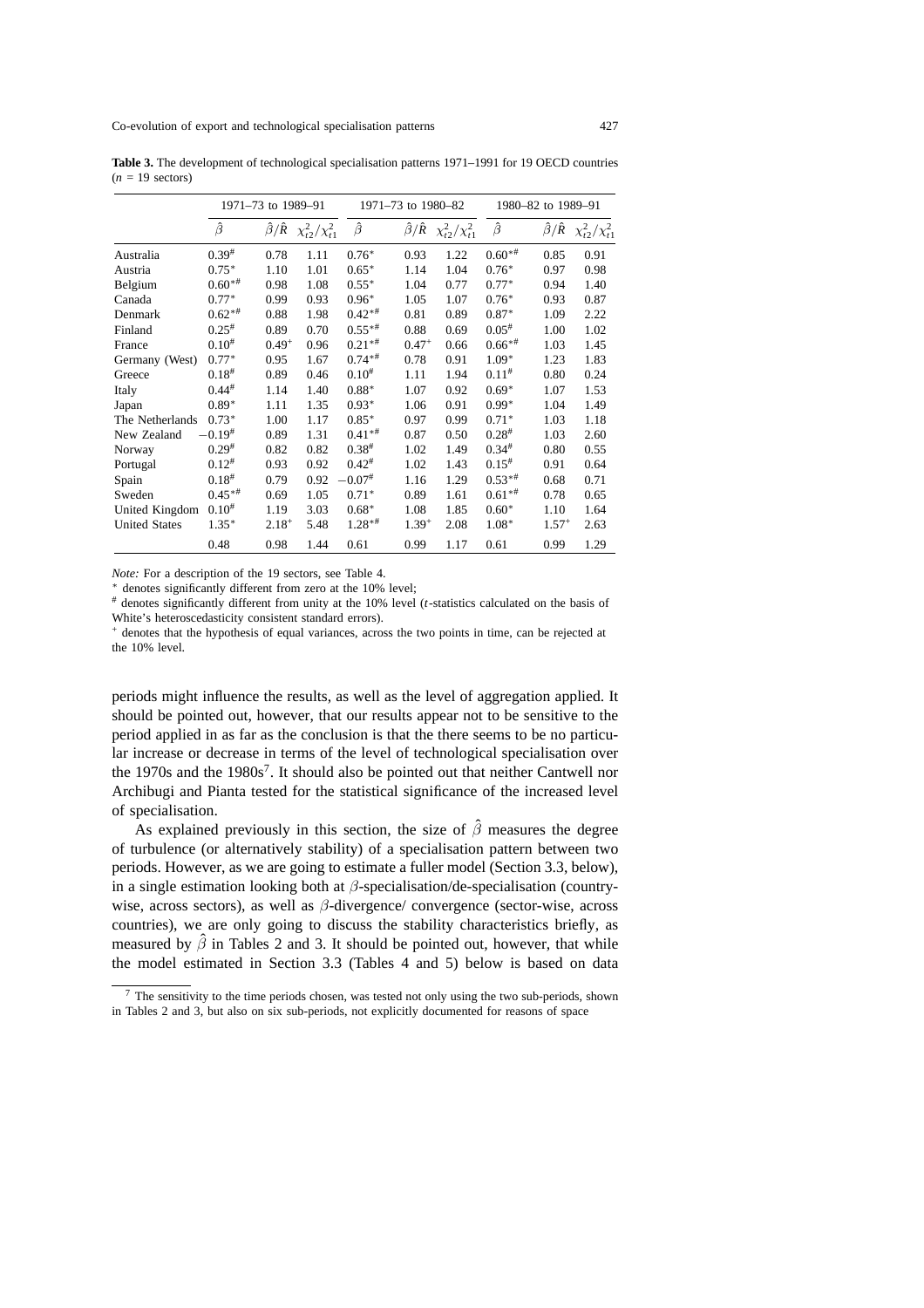**Table 3.** The development of technological specialisation patterns 1971–1991 for 19 OECD countries ($n$ = 19 sectors)

| | 1971–73 to 1989–91 | | | 1971–73 to 1980–82 | | | 1980–82 to 1989–91 | | |
|---|---|---|---|---|---|---|---|---|---|
| | $\hat{\beta}$ | $\hat{\beta}/\hat{R}$ | $\chi^2_{t2}/\chi^2_{t1}$ | $\hat{\beta}$ | $\hat{\beta}/\hat{R}$ | $\chi^2_{t2}/\chi^2_{t1}$ | $\hat{\beta}$ | $\hat{\beta}/\hat{R}$ | $\chi^2_{t2}/\chi^2_{t1}$ |
| Australia | 0.39# | 0.78 | 1.11 | 0.76* | 0.93 | 1.22 | 0.60*# | 0.85 | 0.91 |
| Austria | 0.75* | 1.10 | 1.01 | 0.65* | 1.14 | 1.04 | 0.76* | 0.97 | 0.98 |
| Belgium | 0.60*# | 0.98 | 1.08 | 0.55* | 1.04 | 0.77 | 0.77* | 0.94 | 1.40 |
| Canada | 0.77* | 0.99 | 0.93 | 0.96* | 1.05 | 1.07 | 0.76* | 0.93 | 0.87 |
| Denmark | 0.62*# | 0.88 | 1.98 | 0.42*# | 0.81 | 0.89 | 0.87* | 1.09 | 2.22 |
| Finland | 0.25# | 0.89 | 0.70 | 0.55*# | 0.88 | 0.69 | 0.05# | 1.00 | 1.02 |
| France | 0.10# | 0.49+ | 0.96 | 0.21*# | 0.47+ | 0.66 | 0.66*# | 1.03 | 1.45 |
| Germany (West) | 0.77* | 0.95 | 1.67 | 0.74*# | 0.78 | 0.91 | 1.09* | 1.23 | 1.83 |
| Greece | 0.18# | 0.89 | 0.46 | 0.10# | 1.11 | 1.94 | 0.11# | 0.80 | 0.24 |
| Italy | 0.44# | 1.14 | 1.40 | 0.88* | 1.07 | 0.92 | 0.69* | 1.07 | 1.53 |
| Japan | 0.89* | 1.11 | 1.35 | 0.93* | 1.06 | 0.91 | 0.99* | 1.04 | 1.49 |
| The Netherlands | 0.73* | 1.00 | 1.17 | 0.85* | 0.97 | 0.99 | 0.71* | 1.03 | 1.18 |
| New Zealand | −0.19# | 0.89 | 1.31 | 0.41*# | 0.87 | 0.50 | 0.28# | 1.03 | 2.60 |
| Norway | 0.29# | 0.82 | 0.82 | 0.38# | 1.02 | 1.49 | 0.34# | 0.80 | 0.55 |
| Portugal | 0.12# | 0.93 | 0.92 | 0.42# | 1.02 | 1.43 | 0.15# | 0.91 | 0.64 |
| Spain | 0.18# | 0.79 | 0.92 | −0.07# | 1.16 | 1.29 | 0.53*# | 0.68 | 0.71 |
| Sweden | 0.45*# | 0.69 | 1.05 | 0.71* | 0.89 | 1.61 | 0.61*# | 0.78 | 0.65 |
| United Kingdom | 0.10# | 1.19 | 3.03 | 0.68* | 1.08 | 1.85 | 0.60* | 1.10 | 1.64 |
| United States | 1.35* | 2.18+ | 5.48 | 1.28*# | 1.39+ | 2.08 | 1.08* | 1.57+ | 2.63 |
| | 0.48 | 0.98 | 1.44 | 0.61 | 0.99 | 1.17 | 0.61 | 0.99 | 1.29 |

*Note:* For a description of the 19 sectors, see Table 4.

\* denotes significantly different from zero at the 10% level;

\# denotes significantly different from unity at the 10% level ($t$-statistics calculated on the basis of White's heteroscedasticity consistent standard errors).

\+ denotes that the hypothesis of equal variances, across the two points in time, can be rejected at the 10% level.

periods might influence the results, as well as the level of aggregation applied. It should be pointed out, however, that our results appear not to be sensitive to the period applied in as far as the conclusion is that the there seems to be no particular increase or decrease in terms of the level of technological specialisation over the 1970s and the 1980s[7]. It should also be pointed out that neither Cantwell nor Archibugi and Pianta tested for the statistical significance of the increased level of specialisation.

As explained previously in this section, the size of $\hat{\beta}$ measures the degree of turbulence (or alternatively stability) of a specialisation pattern between two periods. However, as we are going to estimate a fuller model (Section 3.3, below), in a single estimation looking both at $\beta$-specialisation/de-specialisation (country-wise, across sectors), as well as $\beta$-divergence/ convergence (sector-wise, across countries), we are only going to discuss the stability characteristics briefly, as measured by $\hat{\beta}$ in Tables 2 and 3. It should be pointed out, however, that while the model estimated in Section 3.3 (Tables 4 and 5) below is based on data

[7] The sensitivity to the time periods chosen, was tested not only using the two sub-periods, shown in Tables 2 and 3, but also on six sub-periods, not explicitly documented for reasons of space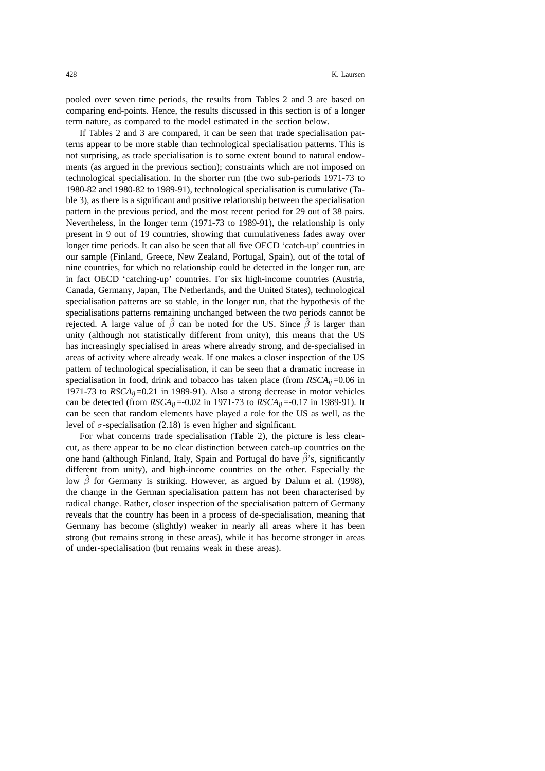pooled over seven time periods, the results from Tables 2 and 3 are based on comparing end-points. Hence, the results discussed in this section is of a longer term nature, as compared to the model estimated in the section below.

If Tables 2 and 3 are compared, it can be seen that trade specialisation patterns appear to be more stable than technological specialisation patterns. This is not surprising, as trade specialisation is to some extent bound to natural endowments (as argued in the previous section); constraints which are not imposed on technological specialisation. In the shorter run (the two sub-periods 1971-73 to 1980-82 and 1980-82 to 1989-91), technological specialisation is cumulative (Table 3), as there is a significant and positive relationship between the specialisation pattern in the previous period, and the most recent period for 29 out of 38 pairs. Nevertheless, in the longer term (1971-73 to 1989-91), the relationship is only present in 9 out of 19 countries, showing that cumulativeness fades away over longer time periods. It can also be seen that all five OECD 'catch-up' countries in our sample (Finland, Greece, New Zealand, Portugal, Spain), out of the total of nine countries, for which no relationship could be detected in the longer run, are in fact OECD 'catching-up' countries. For six high-income countries (Austria, Canada, Germany, Japan, The Netherlands, and the United States), technological specialisation patterns are so stable, in the longer run, that the hypothesis of the specialisations patterns remaining unchanged between the two periods cannot be rejected. A large value of $\hat{\beta}$ can be noted for the US. Since $\hat{\beta}$ is larger than unity (although not statistically different from unity), this means that the US has increasingly specialised in areas where already strong, and de-specialised in areas of activity where already weak. If one makes a closer inspection of the US pattern of technological specialisation, it can be seen that a dramatic increase in specialisation in food, drink and tobacco has taken place (from $RSCA_{ij}$=0.06 in 1971-73 to $RSCA_{ij}$=0.21 in 1989-91). Also a strong decrease in motor vehicles can be detected (from $RSCA_{ij}$=-0.02 in 1971-73 to $RSCA_{ij}$=-0.17 in 1989-91). It can be seen that random elements have played a role for the US as well, as the level of $\sigma$-specialisation (2.18) is even higher and significant.

For what concerns trade specialisation (Table 2), the picture is less clear-cut, as there appear to be no clear distinction between catch-up countries on the one hand (although Finland, Italy, Spain and Portugal do have $\hat{\beta}$'s, significantly different from unity), and high-income countries on the other. Especially the low $\hat{\beta}$ for Germany is striking. However, as argued by Dalum et al. (1998), the change in the German specialisation pattern has not been characterised by radical change. Rather, closer inspection of the specialisation pattern of Germany reveals that the country has been in a process of de-specialisation, meaning that Germany has become (slightly) weaker in nearly all areas where it has been strong (but remains strong in these areas), while it has become stronger in areas of under-specialisation (but remains weak in these areas).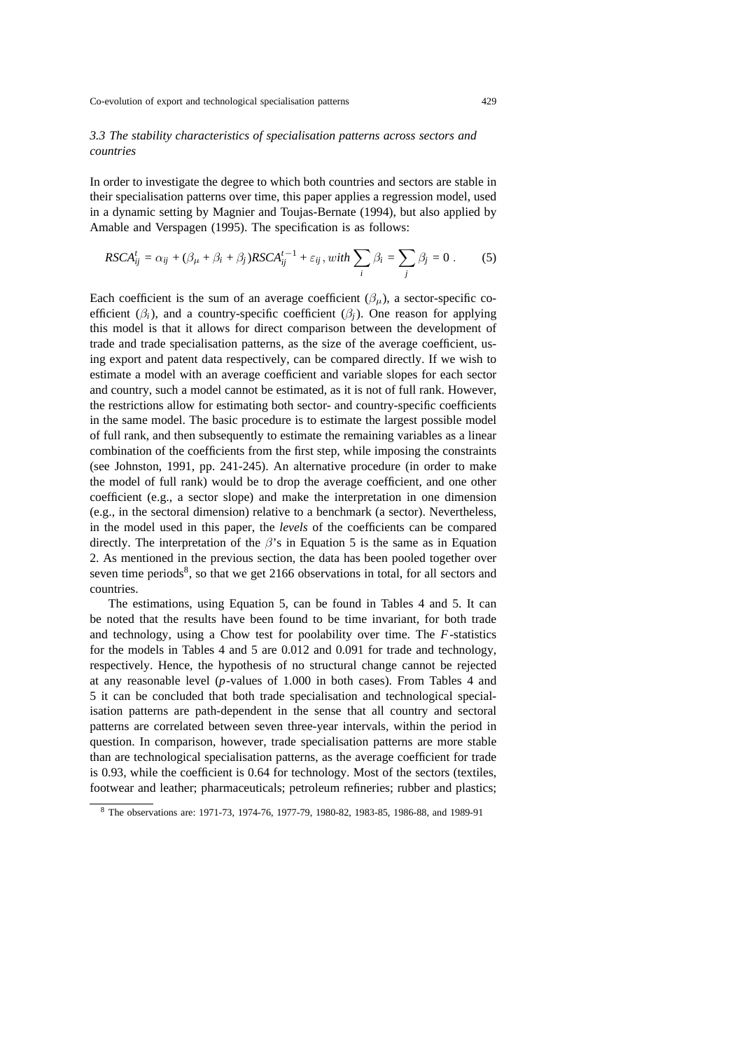### *3.3 The stability characteristics of specialisation patterns across sectors and countries*

In order to investigate the degree to which both countries and sectors are stable in their specialisation patterns over time, this paper applies a regression model, used in a dynamic setting by Magnier and Toujas-Bernate (1994), but also applied by Amable and Verspagen (1995). The specification is as follows:

$$RSCA_{ij}^{t} = \alpha_{ij} + (\beta_{\mu} + \beta_i + \beta_j)RSCA_{ij}^{t-1} + \varepsilon_{ij}\,, with \sum_i \beta_i = \sum_j \beta_j = 0\,. \qquad (5)$$

Each coefficient is the sum of an average coefficient ($\beta_{\mu}$), a sector-specific coefficient ($\beta_i$), and a country-specific coefficient ($\beta_j$). One reason for applying this model is that it allows for direct comparison between the development of trade and trade specialisation patterns, as the size of the average coefficient, using export and patent data respectively, can be compared directly. If we wish to estimate a model with an average coefficient and variable slopes for each sector and country, such a model cannot be estimated, as it is not of full rank. However, the restrictions allow for estimating both sector- and country-specific coefficients in the same model. The basic procedure is to estimate the largest possible model of full rank, and then subsequently to estimate the remaining variables as a linear combination of the coefficients from the first step, while imposing the constraints (see Johnston, 1991, pp. 241-245). An alternative procedure (in order to make the model of full rank) would be to drop the average coefficient, and one other coefficient (e.g., a sector slope) and make the interpretation in one dimension (e.g., in the sectoral dimension) relative to a benchmark (a sector). Nevertheless, in the model used in this paper, the *levels* of the coefficients can be compared directly. The interpretation of the $\beta$'s in Equation 5 is the same as in Equation 2. As mentioned in the previous section, the data has been pooled together over seven time periods[8], so that we get 2166 observations in total, for all sectors and countries.

The estimations, using Equation 5, can be found in Tables 4 and 5. It can be noted that the results have been found to be time invariant, for both trade and technology, using a Chow test for poolability over time. The $F$-statistics for the models in Tables 4 and 5 are 0.012 and 0.091 for trade and technology, respectively. Hence, the hypothesis of no structural change cannot be rejected at any reasonable level ($p$-values of 1.000 in both cases). From Tables 4 and 5 it can be concluded that both trade specialisation and technological specialisation patterns are path-dependent in the sense that all country and sectoral patterns are correlated between seven three-year intervals, within the period in question. In comparison, however, trade specialisation patterns are more stable than are technological specialisation patterns, as the average coefficient for trade is 0.93, while the coefficient is 0.64 for technology. Most of the sectors (textiles, footwear and leather; pharmaceuticals; petroleum refineries; rubber and plastics;

[8] The observations are: 1971-73, 1974-76, 1977-79, 1980-82, 1983-85, 1986-88, and 1989-91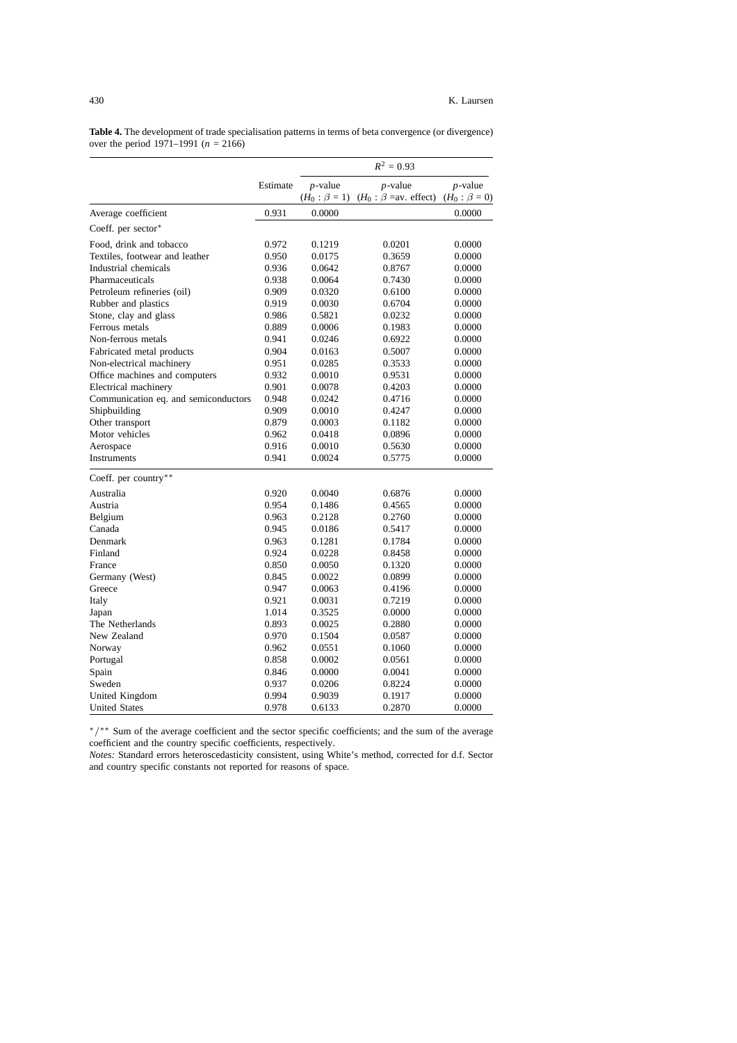**Table 4.** The development of trade specialisation patterns in terms of beta convergence (or divergence) over the period 1971–1991 ($n$ = 2166)

| | Estimate | $R^2 = 0.93$ | | |
|---|---|---|---|---|
| | | $p$-value ($H_0 : \beta = 1$) | $p$-value ($H_0 : \beta$ =av. effect) | $p$-value ($H_0 : \beta = 0$) |
| Average coefficient | 0.931 | 0.0000 | | 0.0000 |
| Coeff. per sector* | | | | |
| Food, drink and tobacco | 0.972 | 0.1219 | 0.0201 | 0.0000 |
| Textiles, footwear and leather | 0.950 | 0.0175 | 0.3659 | 0.0000 |
| Industrial chemicals | 0.936 | 0.0642 | 0.8767 | 0.0000 |
| Pharmaceuticals | 0.938 | 0.0064 | 0.7430 | 0.0000 |
| Petroleum refineries (oil) | 0.909 | 0.0320 | 0.6100 | 0.0000 |
| Rubber and plastics | 0.919 | 0.0030 | 0.6704 | 0.0000 |
| Stone, clay and glass | 0.986 | 0.5821 | 0.0232 | 0.0000 |
| Ferrous metals | 0.889 | 0.0006 | 0.1983 | 0.0000 |
| Non-ferrous metals | 0.941 | 0.0246 | 0.6922 | 0.0000 |
| Fabricated metal products | 0.904 | 0.0163 | 0.5007 | 0.0000 |
| Non-electrical machinery | 0.951 | 0.0285 | 0.3533 | 0.0000 |
| Office machines and computers | 0.932 | 0.0010 | 0.9531 | 0.0000 |
| Electrical machinery | 0.901 | 0.0078 | 0.4203 | 0.0000 |
| Communication eq. and semiconductors | 0.948 | 0.0242 | 0.4716 | 0.0000 |
| Shipbuilding | 0.909 | 0.0010 | 0.4247 | 0.0000 |
| Other transport | 0.879 | 0.0003 | 0.1182 | 0.0000 |
| Motor vehicles | 0.962 | 0.0418 | 0.0896 | 0.0000 |
| Aerospace | 0.916 | 0.0010 | 0.5630 | 0.0000 |
| Instruments | 0.941 | 0.0024 | 0.5775 | 0.0000 |
| Coeff. per country** | | | | |
| Australia | 0.920 | 0.0040 | 0.6876 | 0.0000 |
| Austria | 0.954 | 0.1486 | 0.4565 | 0.0000 |
| Belgium | 0.963 | 0.2128 | 0.2760 | 0.0000 |
| Canada | 0.945 | 0.0186 | 0.5417 | 0.0000 |
| Denmark | 0.963 | 0.1281 | 0.1784 | 0.0000 |
| Finland | 0.924 | 0.0228 | 0.8458 | 0.0000 |
| France | 0.850 | 0.0050 | 0.1320 | 0.0000 |
| Germany (West) | 0.845 | 0.0022 | 0.0899 | 0.0000 |
| Greece | 0.947 | 0.0063 | 0.4196 | 0.0000 |
| Italy | 0.921 | 0.0031 | 0.7219 | 0.0000 |
| Japan | 1.014 | 0.3525 | 0.0000 | 0.0000 |
| The Netherlands | 0.893 | 0.0025 | 0.2880 | 0.0000 |
| New Zealand | 0.970 | 0.1504 | 0.0587 | 0.0000 |
| Norway | 0.962 | 0.0551 | 0.1060 | 0.0000 |
| Portugal | 0.858 | 0.0002 | 0.0561 | 0.0000 |
| Spain | 0.846 | 0.0000 | 0.0041 | 0.0000 |
| Sweden | 0.937 | 0.0206 | 0.8224 | 0.0000 |
| United Kingdom | 0.994 | 0.9039 | 0.1917 | 0.0000 |
| United States | 0.978 | 0.6133 | 0.2870 | 0.0000 |

*/** Sum of the average coefficient and the sector specific coefficients; and the sum of the average coefficient and the country specific coefficients, respectively.

*Notes:* Standard errors heteroscedasticity consistent, using White's method, corrected for d.f. Sector and country specific constants not reported for reasons of space.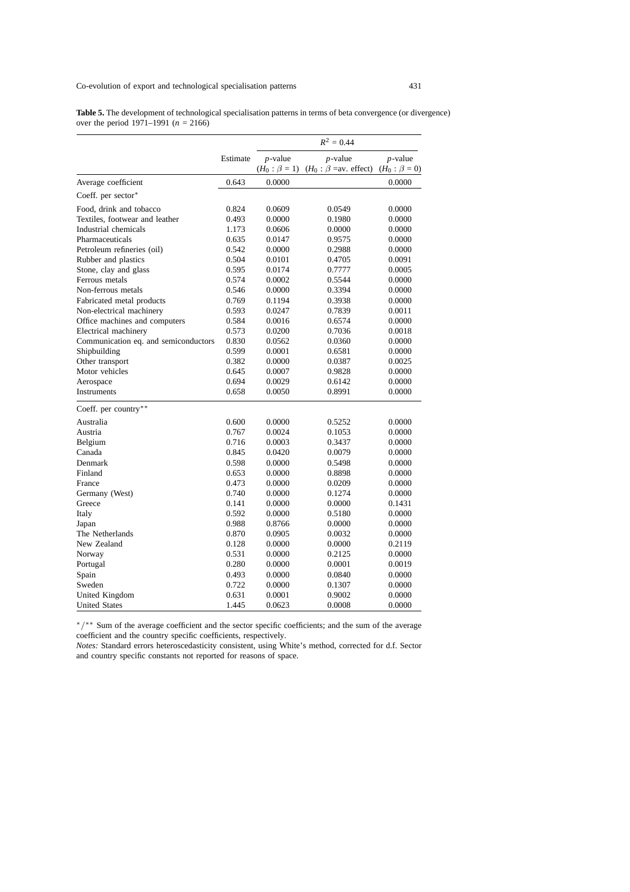**Table 5.** The development of technological specialisation patterns in terms of beta convergence (or divergence) over the period 1971–1991 ($n$ = 2166)

| | | $R^2 = 0.44$ | | |
|---|---|---|---|---|
| | Estimate | $p$-value ($H_0: \beta = 1$) | $p$-value ($H_0: \beta$ =av. effect) | $p$-value ($H_0: \beta = 0$) |
| Average coefficient | 0.643 | 0.0000 | | 0.0000 |
| Coeff. per sector* | | | | |
| Food, drink and tobacco | 0.824 | 0.0609 | 0.0549 | 0.0000 |
| Textiles, footwear and leather | 0.493 | 0.0000 | 0.1980 | 0.0000 |
| Industrial chemicals | 1.173 | 0.0606 | 0.0000 | 0.0000 |
| Pharmaceuticals | 0.635 | 0.0147 | 0.9575 | 0.0000 |
| Petroleum refineries (oil) | 0.542 | 0.0000 | 0.2988 | 0.0000 |
| Rubber and plastics | 0.504 | 0.0101 | 0.4705 | 0.0091 |
| Stone, clay and glass | 0.595 | 0.0174 | 0.7777 | 0.0005 |
| Ferrous metals | 0.574 | 0.0002 | 0.5544 | 0.0000 |
| Non-ferrous metals | 0.546 | 0.0000 | 0.3394 | 0.0000 |
| Fabricated metal products | 0.769 | 0.1194 | 0.3938 | 0.0000 |
| Non-electrical machinery | 0.593 | 0.0247 | 0.7839 | 0.0011 |
| Office machines and computers | 0.584 | 0.0016 | 0.6574 | 0.0000 |
| Electrical machinery | 0.573 | 0.0200 | 0.7036 | 0.0018 |
| Communication eq. and semiconductors | 0.830 | 0.0562 | 0.0360 | 0.0000 |
| Shipbuilding | 0.599 | 0.0001 | 0.6581 | 0.0000 |
| Other transport | 0.382 | 0.0000 | 0.0387 | 0.0025 |
| Motor vehicles | 0.645 | 0.0007 | 0.9828 | 0.0000 |
| Aerospace | 0.694 | 0.0029 | 0.6142 | 0.0000 |
| Instruments | 0.658 | 0.0050 | 0.8991 | 0.0000 |
| Coeff. per country** | | | | |
| Australia | 0.600 | 0.0000 | 0.5252 | 0.0000 |
| Austria | 0.767 | 0.0024 | 0.1053 | 0.0000 |
| Belgium | 0.716 | 0.0003 | 0.3437 | 0.0000 |
| Canada | 0.845 | 0.0420 | 0.0079 | 0.0000 |
| Denmark | 0.598 | 0.0000 | 0.5498 | 0.0000 |
| Finland | 0.653 | 0.0000 | 0.8898 | 0.0000 |
| France | 0.473 | 0.0000 | 0.0209 | 0.0000 |
| Germany (West) | 0.740 | 0.0000 | 0.1274 | 0.0000 |
| Greece | 0.141 | 0.0000 | 0.0000 | 0.1431 |
| Italy | 0.592 | 0.0000 | 0.5180 | 0.0000 |
| Japan | 0.988 | 0.8766 | 0.0000 | 0.0000 |
| The Netherlands | 0.870 | 0.0905 | 0.0032 | 0.0000 |
| New Zealand | 0.128 | 0.0000 | 0.0000 | 0.2119 |
| Norway | 0.531 | 0.0000 | 0.2125 | 0.0000 |
| Portugal | 0.280 | 0.0000 | 0.0001 | 0.0019 |
| Spain | 0.493 | 0.0000 | 0.0840 | 0.0000 |
| Sweden | 0.722 | 0.0000 | 0.1307 | 0.0000 |
| United Kingdom | 0.631 | 0.0001 | 0.9002 | 0.0000 |
| United States | 1.445 | 0.0623 | 0.0008 | 0.0000 |

*/** Sum of the average coefficient and the sector specific coefficients; and the sum of the average coefficient and the country specific coefficients, respectively.

*Notes:* Standard errors heteroscedasticity consistent, using White's method, corrected for d.f. Sector and country specific constants not reported for reasons of space.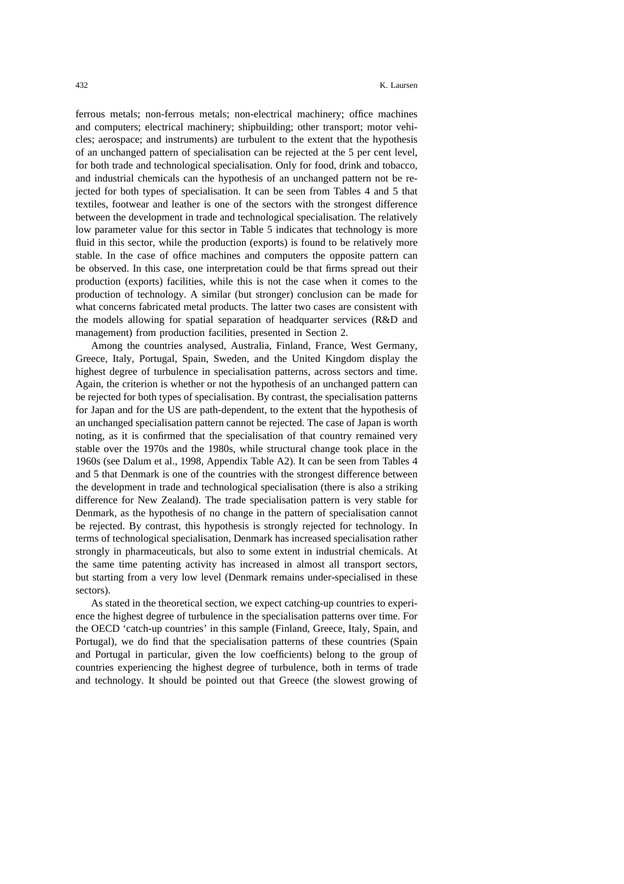ferrous metals; non-ferrous metals; non-electrical machinery; office machines and computers; electrical machinery; shipbuilding; other transport; motor vehicles; aerospace; and instruments) are turbulent to the extent that the hypothesis of an unchanged pattern of specialisation can be rejected at the 5 per cent level, for both trade and technological specialisation. Only for food, drink and tobacco, and industrial chemicals can the hypothesis of an unchanged pattern not be rejected for both types of specialisation. It can be seen from Tables 4 and 5 that textiles, footwear and leather is one of the sectors with the strongest difference between the development in trade and technological specialisation. The relatively low parameter value for this sector in Table 5 indicates that technology is more fluid in this sector, while the production (exports) is found to be relatively more stable. In the case of office machines and computers the opposite pattern can be observed. In this case, one interpretation could be that firms spread out their production (exports) facilities, while this is not the case when it comes to the production of technology. A similar (but stronger) conclusion can be made for what concerns fabricated metal products. The latter two cases are consistent with the models allowing for spatial separation of headquarter services (R&D and management) from production facilities, presented in Section 2.

Among the countries analysed, Australia, Finland, France, West Germany, Greece, Italy, Portugal, Spain, Sweden, and the United Kingdom display the highest degree of turbulence in specialisation patterns, across sectors and time. Again, the criterion is whether or not the hypothesis of an unchanged pattern can be rejected for both types of specialisation. By contrast, the specialisation patterns for Japan and for the US are path-dependent, to the extent that the hypothesis of an unchanged specialisation pattern cannot be rejected. The case of Japan is worth noting, as it is confirmed that the specialisation of that country remained very stable over the 1970s and the 1980s, while structural change took place in the 1960s (see Dalum et al., 1998, Appendix Table A2). It can be seen from Tables 4 and 5 that Denmark is one of the countries with the strongest difference between the development in trade and technological specialisation (there is also a striking difference for New Zealand). The trade specialisation pattern is very stable for Denmark, as the hypothesis of no change in the pattern of specialisation cannot be rejected. By contrast, this hypothesis is strongly rejected for technology. In terms of technological specialisation, Denmark has increased specialisation rather strongly in pharmaceuticals, but also to some extent in industrial chemicals. At the same time patenting activity has increased in almost all transport sectors, but starting from a very low level (Denmark remains under-specialised in these sectors).

As stated in the theoretical section, we expect catching-up countries to experience the highest degree of turbulence in the specialisation patterns over time. For the OECD 'catch-up countries' in this sample (Finland, Greece, Italy, Spain, and Portugal), we do find that the specialisation patterns of these countries (Spain and Portugal in particular, given the low coefficients) belong to the group of countries experiencing the highest degree of turbulence, both in terms of trade and technology. It should be pointed out that Greece (the slowest growing of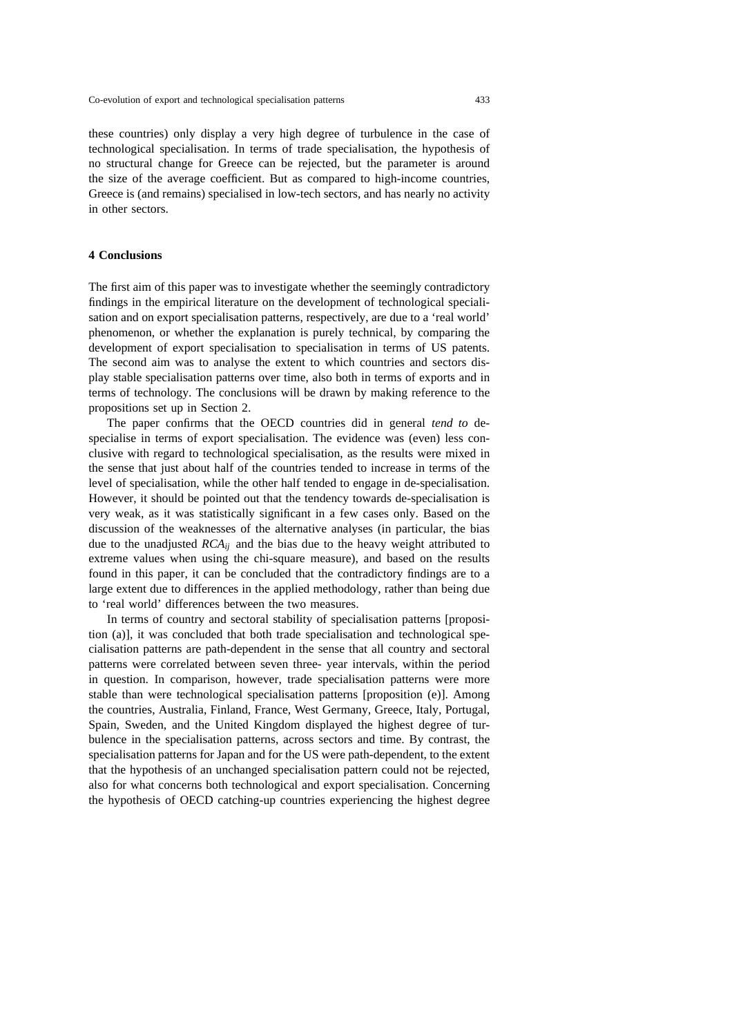these countries) only display a very high degree of turbulence in the case of technological specialisation. In terms of trade specialisation, the hypothesis of no structural change for Greece can be rejected, but the parameter is around the size of the average coefficient. But as compared to high-income countries, Greece is (and remains) specialised in low-tech sectors, and has nearly no activity in other sectors.

## 4 Conclusions

The first aim of this paper was to investigate whether the seemingly contradictory findings in the empirical literature on the development of technological specialisation and on export specialisation patterns, respectively, are due to a 'real world' phenomenon, or whether the explanation is purely technical, by comparing the development of export specialisation to specialisation in terms of US patents. The second aim was to analyse the extent to which countries and sectors display stable specialisation patterns over time, also both in terms of exports and in terms of technology. The conclusions will be drawn by making reference to the propositions set up in Section 2.

The paper confirms that the OECD countries did in general *tend to* de-specialise in terms of export specialisation. The evidence was (even) less conclusive with regard to technological specialisation, as the results were mixed in the sense that just about half of the countries tended to increase in terms of the level of specialisation, while the other half tended to engage in de-specialisation. However, it should be pointed out that the tendency towards de-specialisation is very weak, as it was statistically significant in a few cases only. Based on the discussion of the weaknesses of the alternative analyses (in particular, the bias due to the unadjusted $RCA_{ij}$ and the bias due to the heavy weight attributed to extreme values when using the chi-square measure), and based on the results found in this paper, it can be concluded that the contradictory findings are to a large extent due to differences in the applied methodology, rather than being due to 'real world' differences between the two measures.

In terms of country and sectoral stability of specialisation patterns [proposition (a)], it was concluded that both trade specialisation and technological specialisation patterns are path-dependent in the sense that all country and sectoral patterns were correlated between seven three- year intervals, within the period in question. In comparison, however, trade specialisation patterns were more stable than were technological specialisation patterns [proposition (e)]. Among the countries, Australia, Finland, France, West Germany, Greece, Italy, Portugal, Spain, Sweden, and the United Kingdom displayed the highest degree of turbulence in the specialisation patterns, across sectors and time. By contrast, the specialisation patterns for Japan and for the US were path-dependent, to the extent that the hypothesis of an unchanged specialisation pattern could not be rejected, also for what concerns both technological and export specialisation. Concerning the hypothesis of OECD catching-up countries experiencing the highest degree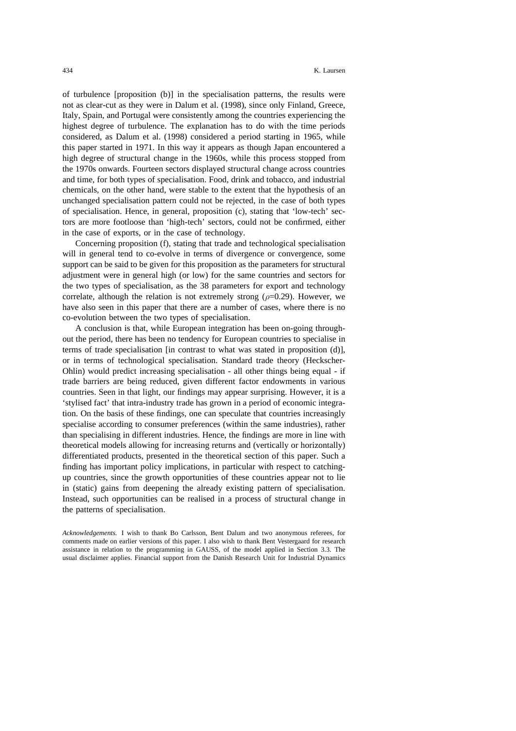of turbulence [proposition (b)] in the specialisation patterns, the results were not as clear-cut as they were in Dalum et al. (1998), since only Finland, Greece, Italy, Spain, and Portugal were consistently among the countries experiencing the highest degree of turbulence. The explanation has to do with the time periods considered, as Dalum et al. (1998) considered a period starting in 1965, while this paper started in 1971. In this way it appears as though Japan encountered a high degree of structural change in the 1960s, while this process stopped from the 1970s onwards. Fourteen sectors displayed structural change across countries and time, for both types of specialisation. Food, drink and tobacco, and industrial chemicals, on the other hand, were stable to the extent that the hypothesis of an unchanged specialisation pattern could not be rejected, in the case of both types of specialisation. Hence, in general, proposition (c), stating that 'low-tech' sectors are more footloose than 'high-tech' sectors, could not be confirmed, either in the case of exports, or in the case of technology.

Concerning proposition (f), stating that trade and technological specialisation will in general tend to co-evolve in terms of divergence or convergence, some support can be said to be given for this proposition as the parameters for structural adjustment were in general high (or low) for the same countries and sectors for the two types of specialisation, as the 38 parameters for export and technology correlate, although the relation is not extremely strong ($\rho$=0.29). However, we have also seen in this paper that there are a number of cases, where there is no co-evolution between the two types of specialisation.

A conclusion is that, while European integration has been on-going throughout the period, there has been no tendency for European countries to specialise in terms of trade specialisation [in contrast to what was stated in proposition (d)], or in terms of technological specialisation. Standard trade theory (Heckscher-Ohlin) would predict increasing specialisation - all other things being equal - if trade barriers are being reduced, given different factor endowments in various countries. Seen in that light, our findings may appear surprising. However, it is a 'stylised fact' that intra-industry trade has grown in a period of economic integration. On the basis of these findings, one can speculate that countries increasingly specialise according to consumer preferences (within the same industries), rather than specialising in different industries. Hence, the findings are more in line with theoretical models allowing for increasing returns and (vertically or horizontally) differentiated products, presented in the theoretical section of this paper. Such a finding has important policy implications, in particular with respect to catching-up countries, since the growth opportunities of these countries appear not to lie in (static) gains from deepening the already existing pattern of specialisation. Instead, such opportunities can be realised in a process of structural change in the patterns of specialisation.

*Acknowledgements.* I wish to thank Bo Carlsson, Bent Dalum and two anonymous referees, for comments made on earlier versions of this paper. I also wish to thank Bent Vestergaard for research assistance in relation to the programming in GAUSS, of the model applied in Section 3.3. The usual disclaimer applies. Financial support from the Danish Research Unit for Industrial Dynamics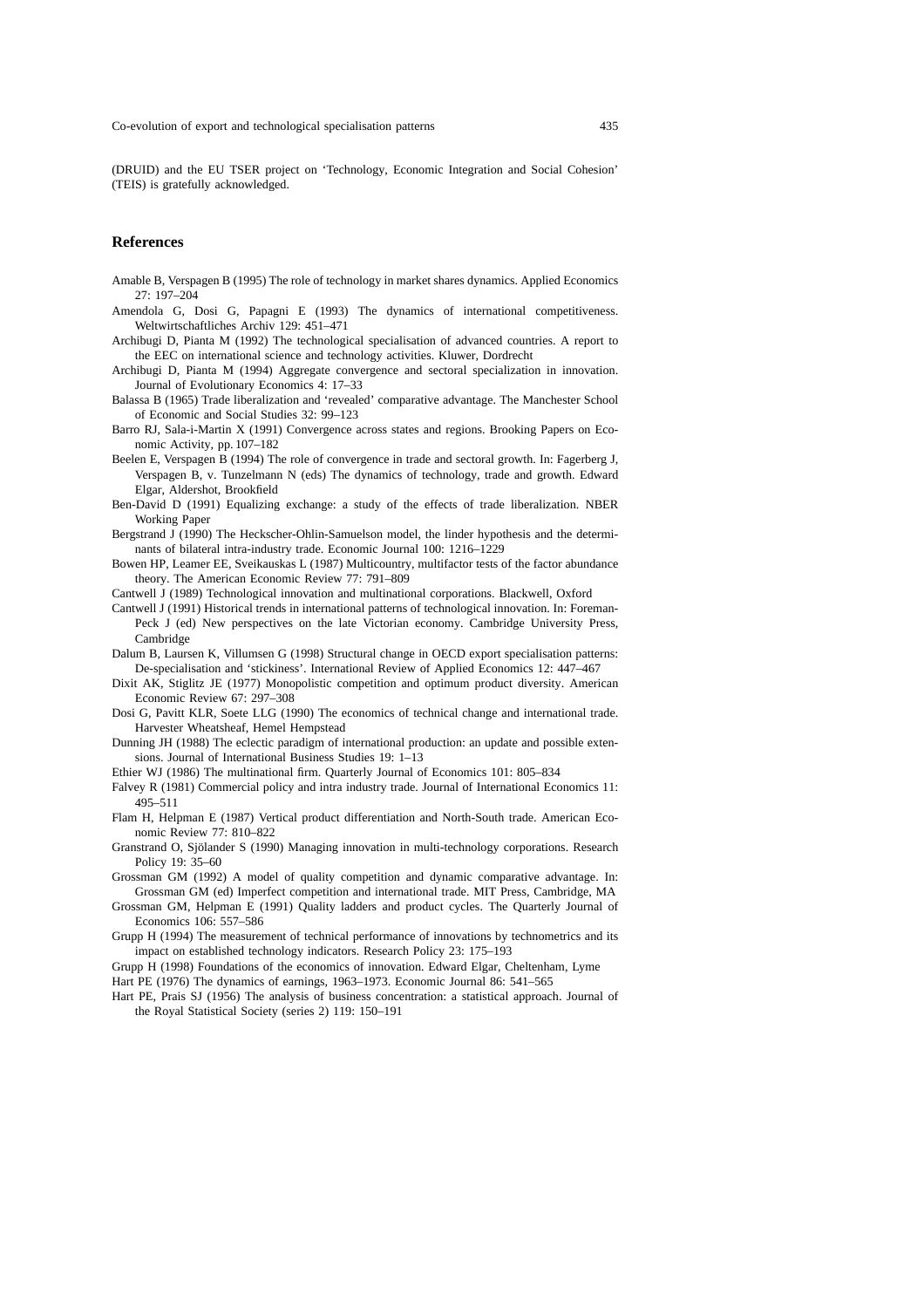(DRUID) and the EU TSER project on 'Technology, Economic Integration and Social Cohesion' (TEIS) is gratefully acknowledged.

## References

Amable B, Verspagen B (1995) The role of technology in market shares dynamics. Applied Economics 27: 197–204

Amendola G, Dosi G, Papagni E (1993) The dynamics of international competitiveness. Weltwirtschaftliches Archiv 129: 451–471

Archibugi D, Pianta M (1992) The technological specialisation of advanced countries. A report to the EEC on international science and technology activities. Kluwer, Dordrecht

Archibugi D, Pianta M (1994) Aggregate convergence and sectoral specialization in innovation. Journal of Evolutionary Economics 4: 17–33

Balassa B (1965) Trade liberalization and 'revealed' comparative advantage. The Manchester School of Economic and Social Studies 32: 99–123

Barro RJ, Sala-i-Martin X (1991) Convergence across states and regions. Brooking Papers on Economic Activity, pp. 107–182

Beelen E, Verspagen B (1994) The role of convergence in trade and sectoral growth. In: Fagerberg J, Verspagen B, v. Tunzelmann N (eds) The dynamics of technology, trade and growth. Edward Elgar, Aldershot, Brookfield

Ben-David D (1991) Equalizing exchange: a study of the effects of trade liberalization. NBER Working Paper

Bergstrand J (1990) The Heckscher-Ohlin-Samuelson model, the linder hypothesis and the determinants of bilateral intra-industry trade. Economic Journal 100: 1216–1229

Bowen HP, Leamer EE, Sveikauskas L (1987) Multicountry, multifactor tests of the factor abundance theory. The American Economic Review 77: 791–809

Cantwell J (1989) Technological innovation and multinational corporations. Blackwell, Oxford

Cantwell J (1991) Historical trends in international patterns of technological innovation. In: Foreman-Peck J (ed) New perspectives on the late Victorian economy. Cambridge University Press, Cambridge

Dalum B, Laursen K, Villumsen G (1998) Structural change in OECD export specialisation patterns: De-specialisation and 'stickiness'. International Review of Applied Economics 12: 447–467

Dixit AK, Stiglitz JE (1977) Monopolistic competition and optimum product diversity. American Economic Review 67: 297–308

Dosi G, Pavitt KLR, Soete LLG (1990) The economics of technical change and international trade. Harvester Wheatsheaf, Hemel Hempstead

Dunning JH (1988) The eclectic paradigm of international production: an update and possible extensions. Journal of International Business Studies 19: 1–13

Ethier WJ (1986) The multinational firm. Quarterly Journal of Economics 101: 805–834

Falvey R (1981) Commercial policy and intra industry trade. Journal of International Economics 11: 495–511

Flam H, Helpman E (1987) Vertical product differentiation and North-South trade. American Economic Review 77: 810–822

Granstrand O, Sjölander S (1990) Managing innovation in multi-technology corporations. Research Policy 19: 35–60

Grossman GM (1992) A model of quality competition and dynamic comparative advantage. In: Grossman GM (ed) Imperfect competition and international trade. MIT Press, Cambridge, MA

Grossman GM, Helpman E (1991) Quality ladders and product cycles. The Quarterly Journal of Economics 106: 557–586

Grupp H (1994) The measurement of technical performance of innovations by technometrics and its impact on established technology indicators. Research Policy 23: 175–193

Grupp H (1998) Foundations of the economics of innovation. Edward Elgar, Cheltenham, Lyme

Hart PE (1976) The dynamics of earnings, 1963–1973. Economic Journal 86: 541–565

Hart PE, Prais SJ (1956) The analysis of business concentration: a statistical approach. Journal of the Royal Statistical Society (series 2) 119: 150–191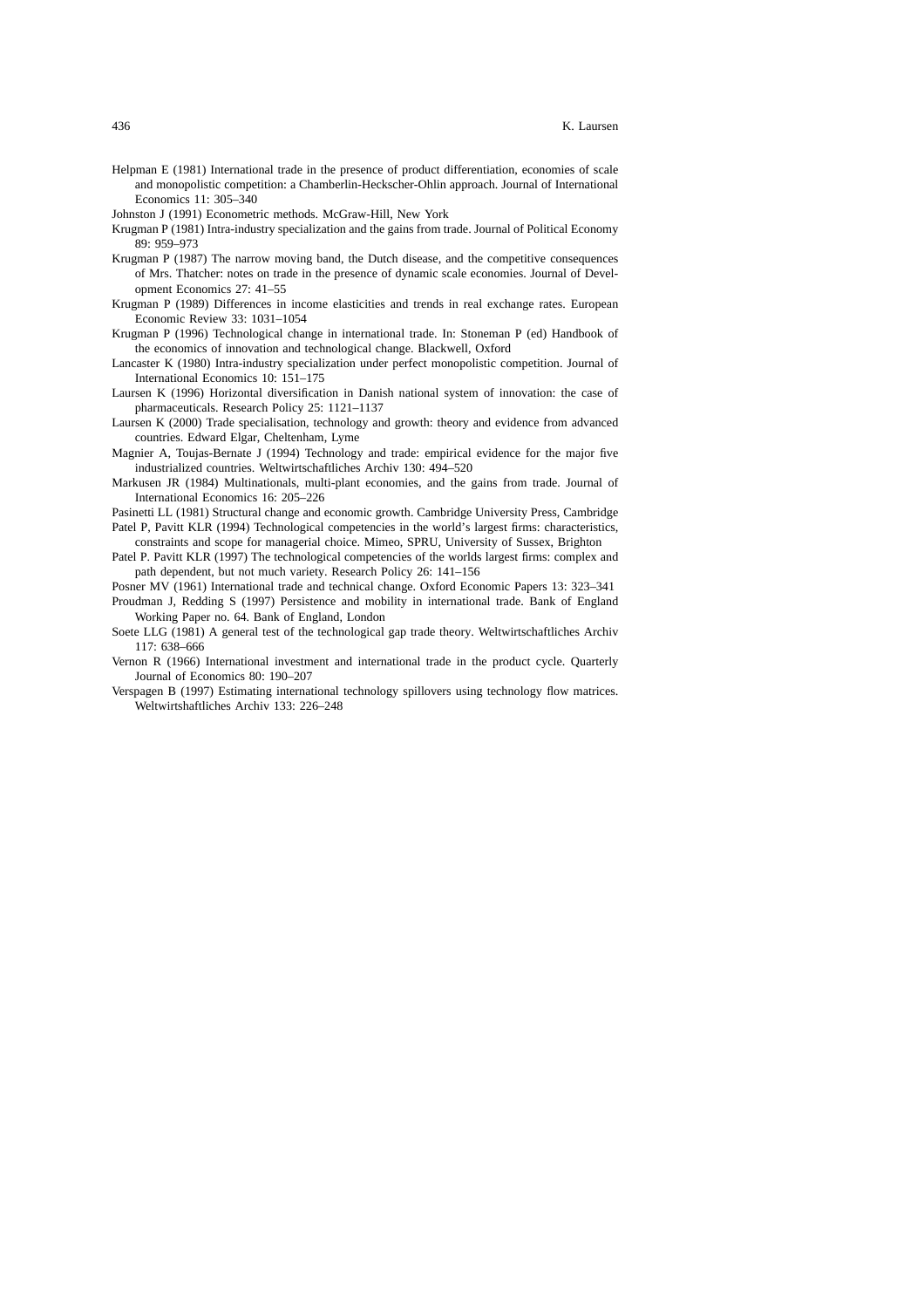Helpman E (1981) International trade in the presence of product differentiation, economies of scale and monopolistic competition: a Chamberlin-Heckscher-Ohlin approach. Journal of International Economics 11: 305–340

Johnston J (1991) Econometric methods. McGraw-Hill, New York

Krugman P (1981) Intra-industry specialization and the gains from trade. Journal of Political Economy 89: 959–973

Krugman P (1987) The narrow moving band, the Dutch disease, and the competitive consequences of Mrs. Thatcher: notes on trade in the presence of dynamic scale economies. Journal of Development Economics 27: 41–55

Krugman P (1989) Differences in income elasticities and trends in real exchange rates. European Economic Review 33: 1031–1054

Krugman P (1996) Technological change in international trade. In: Stoneman P (ed) Handbook of the economics of innovation and technological change. Blackwell, Oxford

Lancaster K (1980) Intra-industry specialization under perfect monopolistic competition. Journal of International Economics 10: 151–175

Laursen K (1996) Horizontal diversification in Danish national system of innovation: the case of pharmaceuticals. Research Policy 25: 1121–1137

Laursen K (2000) Trade specialisation, technology and growth: theory and evidence from advanced countries. Edward Elgar, Cheltenham, Lyme

Magnier A, Toujas-Bernate J (1994) Technology and trade: empirical evidence for the major five industrialized countries. Weltwirtschaftliches Archiv 130: 494–520

Markusen JR (1984) Multinationals, multi-plant economies, and the gains from trade. Journal of International Economics 16: 205–226

Pasinetti LL (1981) Structural change and economic growth. Cambridge University Press, Cambridge

Patel P, Pavitt KLR (1994) Technological competencies in the world's largest firms: characteristics, constraints and scope for managerial choice. Mimeo, SPRU, University of Sussex, Brighton

Patel P. Pavitt KLR (1997) The technological competencies of the worlds largest firms: complex and path dependent, but not much variety. Research Policy 26: 141–156

Posner MV (1961) International trade and technical change. Oxford Economic Papers 13: 323–341

Proudman J, Redding S (1997) Persistence and mobility in international trade. Bank of England Working Paper no. 64. Bank of England, London

Soete LLG (1981) A general test of the technological gap trade theory. Weltwirtschaftliches Archiv 117: 638–666

Vernon R (1966) International investment and international trade in the product cycle. Quarterly Journal of Economics 80: 190–207

Verspagen B (1997) Estimating international technology spillovers using technology flow matrices. Weltwirtshaftliches Archiv 133: 226–248